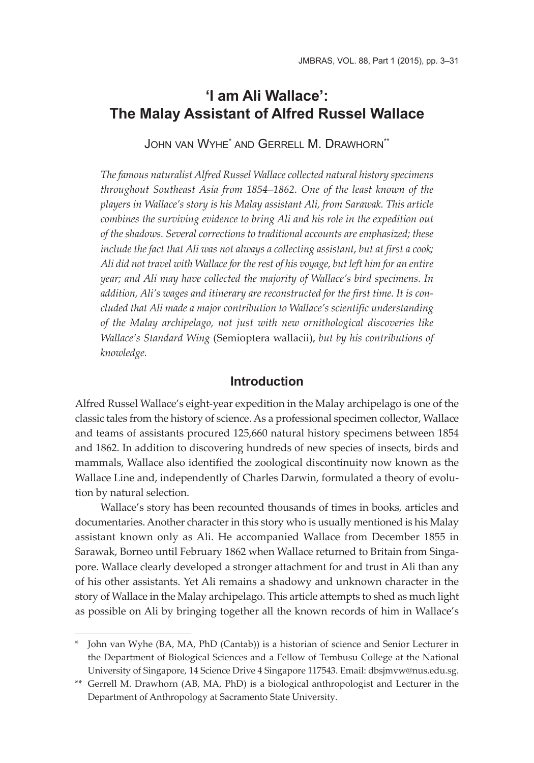# 'I am Ali Wallace': The Malay Assistant of Alfred Russel Wallace

JOHN VAN WYHE* AND GERRELL M. DRAWHORN**

*The famous naturalist Alfred Russel Wallace collected natural history specimens throughout Southeast Asia from 1854–1862. One of the least known of the players in Wallace's story is his Malay assistant Ali, from Sarawak. This article combines the surviving evidence to bring Ali and his role in the expedition out of the shadows. Several corrections to traditional accounts are emphasized; these include the fact that Ali was not always a collecting assistant, but at first a cook; Ali did not travel with Wallace for the rest of his voyage, but left him for an entire year; and Ali may have collected the majority of Wallace's bird specimens. In addition, Ali's wages and itinerary are reconstructed for the first time. It is concluded that Ali made a major contribution to Wallace's scientific understanding of the Malay archipelago, not just with new ornithological discoveries like Wallace's Standard Wing* (Semioptera wallacii), *but by his contributions of knowledge.*

## Introduction

Alfred Russel Wallace's eight-year expedition in the Malay archipelago is one of the classic tales from the history of science. As a professional specimen collector, Wallace and teams of assistants procured 125,660 natural history specimens between 1854 and 1862. In addition to discovering hundreds of new species of insects, birds and mammals, Wallace also identified the zoological discontinuity now known as the Wallace Line and, independently of Charles Darwin, formulated a theory of evolution by natural selection.

Wallace's story has been recounted thousands of times in books, articles and documentaries. Another character in this story who is usually mentioned is his Malay assistant known only as Ali. He accompanied Wallace from December 1855 in Sarawak, Borneo until February 1862 when Wallace returned to Britain from Singapore. Wallace clearly developed a stronger attachment for and trust in Ali than any of his other assistants. Yet Ali remains a shadowy and unknown character in the story of Wallace in the Malay archipelago. This article attempts to shed as much light as possible on Ali by bringing together all the known records of him in Wallace's

---

\* John van Wyhe (BA, MA, PhD (Cantab)) is a historian of science and Senior Lecturer in the Department of Biological Sciences and a Fellow of Tembusu College at the National University of Singapore, 14 Science Drive 4 Singapore 117543. Email: dbsjmvw@nus.edu.sg.

\*\* Gerrell M. Drawhorn (AB, MA, PhD) is a biological anthropologist and Lecturer in the Department of Anthropology at Sacramento State University.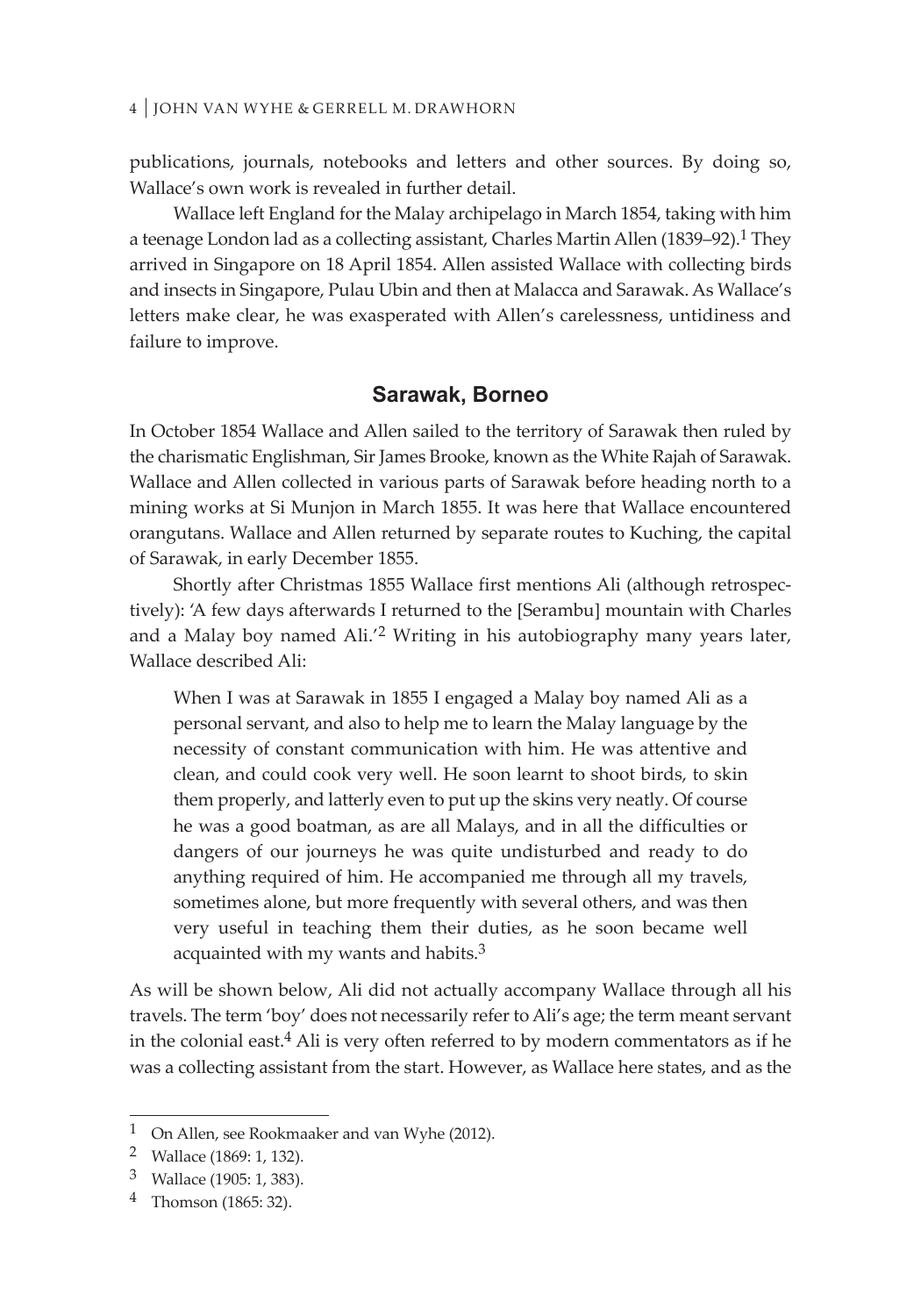publications, journals, notebooks and letters and other sources. By doing so, Wallace's own work is revealed in further detail.

Wallace left England for the Malay archipelago in March 1854, taking with him a teenage London lad as a collecting assistant, Charles Martin Allen (1839–92).[1] They arrived in Singapore on 18 April 1854. Allen assisted Wallace with collecting birds and insects in Singapore, Pulau Ubin and then at Malacca and Sarawak. As Wallace's letters make clear, he was exasperated with Allen's carelessness, untidiness and failure to improve.

## Sarawak, Borneo

In October 1854 Wallace and Allen sailed to the territory of Sarawak then ruled by the charismatic Englishman, Sir James Brooke, known as the White Rajah of Sarawak. Wallace and Allen collected in various parts of Sarawak before heading north to a mining works at Si Munjon in March 1855. It was here that Wallace encountered orangutans. Wallace and Allen returned by separate routes to Kuching, the capital of Sarawak, in early December 1855.

Shortly after Christmas 1855 Wallace first mentions Ali (although retrospectively): 'A few days afterwards I returned to the [Serambu] mountain with Charles and a Malay boy named Ali.'[2] Writing in his autobiography many years later, Wallace described Ali:

> When I was at Sarawak in 1855 I engaged a Malay boy named Ali as a personal servant, and also to help me to learn the Malay language by the necessity of constant communication with him. He was attentive and clean, and could cook very well. He soon learnt to shoot birds, to skin them properly, and latterly even to put up the skins very neatly. Of course he was a good boatman, as are all Malays, and in all the difficulties or dangers of our journeys he was quite undisturbed and ready to do anything required of him. He accompanied me through all my travels, sometimes alone, but more frequently with several others, and was then very useful in teaching them their duties, as he soon became well acquainted with my wants and habits.[3]

As will be shown below, Ali did not actually accompany Wallace through all his travels. The term 'boy' does not necessarily refer to Ali's age; the term meant servant in the colonial east.[4] Ali is very often referred to by modern commentators as if he was a collecting assistant from the start. However, as Wallace here states, and as the

---

[1] On Allen, see Rookmaaker and van Wyhe (2012).

[2] Wallace (1869: 1, 132).

[3] Wallace (1905: 1, 383).

[4] Thomson (1865: 32).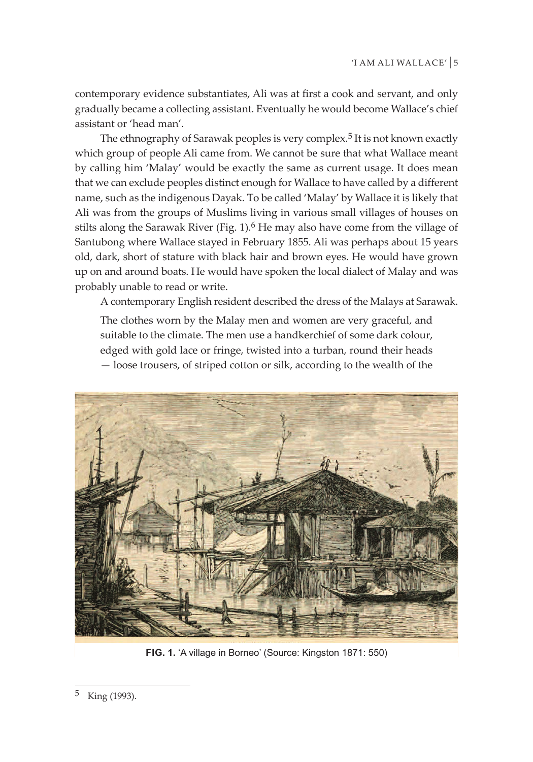contemporary evidence substantiates, Ali was at first a cook and servant, and only gradually became a collecting assistant. Eventually he would become Wallace's chief assistant or 'head man'.

The ethnography of Sarawak peoples is very complex.[5] It is not known exactly which group of people Ali came from. We cannot be sure that what Wallace meant by calling him 'Malay' would be exactly the same as current usage. It does mean that we can exclude peoples distinct enough for Wallace to have called by a different name, such as the indigenous Dayak. To be called 'Malay' by Wallace it is likely that Ali was from the groups of Muslims living in various small villages of houses on stilts along the Sarawak River (Fig. 1).[6] He may also have come from the village of Santubong where Wallace stayed in February 1855. Ali was perhaps about 15 years old, dark, short of stature with black hair and brown eyes. He would have grown up on and around boats. He would have spoken the local dialect of Malay and was probably unable to read or write.

A contemporary English resident described the dress of the Malays at Sarawak.

> The clothes worn by the Malay men and women are very graceful, and suitable to the climate. The men use a handkerchief of some dark colour, edged with gold lace or fringe, twisted into a turban, round their heads — loose trousers, of striped cotton or silk, according to the wealth of the

**FIG. 1.** 'A village in Borneo' (Source: Kingston 1871: 550)

[5] King (1993).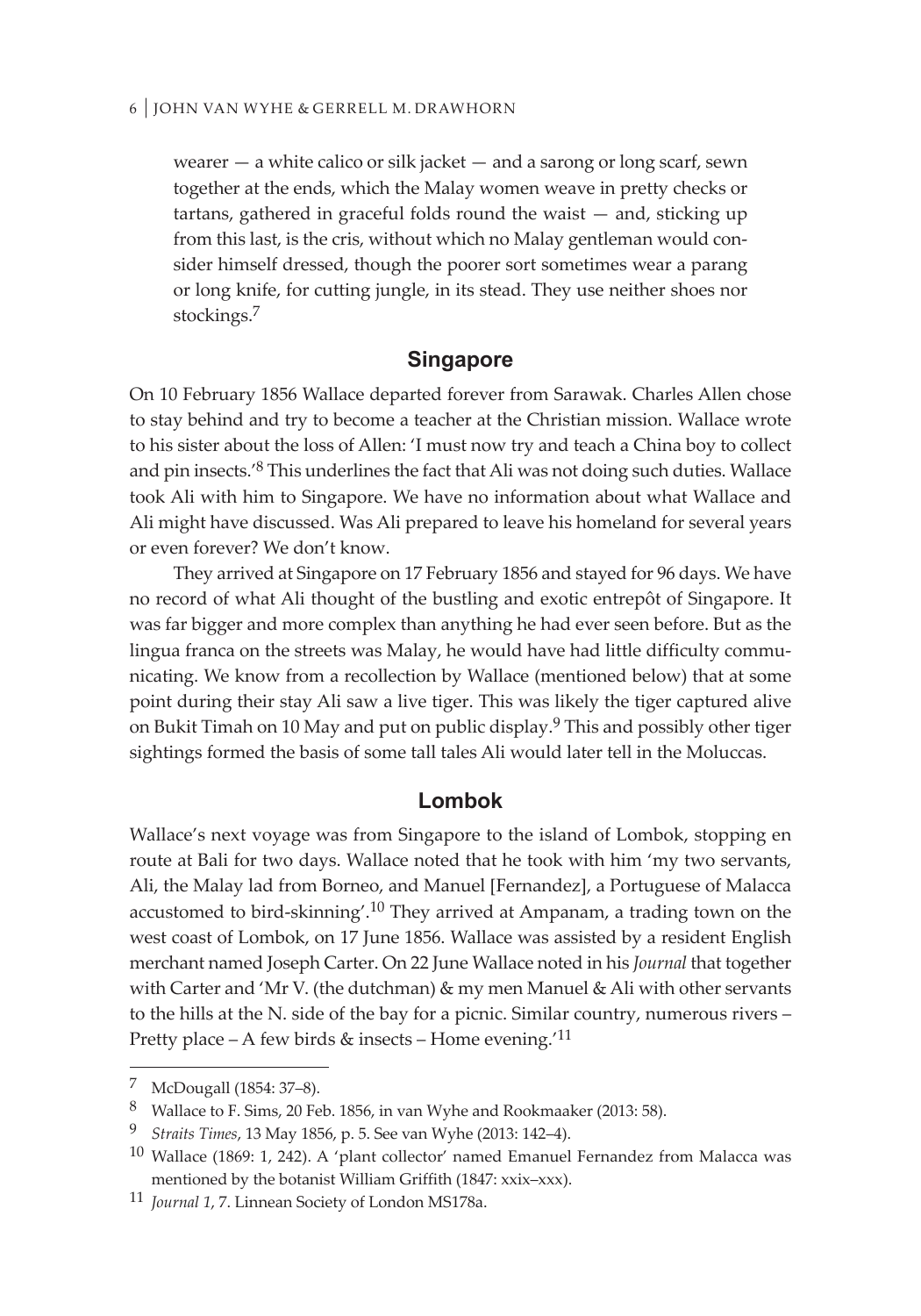wearer — a white calico or silk jacket — and a sarong or long scarf, sewn together at the ends, which the Malay women weave in pretty checks or tartans, gathered in graceful folds round the waist — and, sticking up from this last, is the cris, without which no Malay gentleman would consider himself dressed, though the poorer sort sometimes wear a parang or long knife, for cutting jungle, in its stead. They use neither shoes nor stockings.[7]

## Singapore

On 10 February 1856 Wallace departed forever from Sarawak. Charles Allen chose to stay behind and try to become a teacher at the Christian mission. Wallace wrote to his sister about the loss of Allen: 'I must now try and teach a China boy to collect and pin insects.'[8] This underlines the fact that Ali was not doing such duties. Wallace took Ali with him to Singapore. We have no information about what Wallace and Ali might have discussed. Was Ali prepared to leave his homeland for several years or even forever? We don't know.

They arrived at Singapore on 17 February 1856 and stayed for 96 days. We have no record of what Ali thought of the bustling and exotic entrepôt of Singapore. It was far bigger and more complex than anything he had ever seen before. But as the lingua franca on the streets was Malay, he would have had little difficulty communicating. We know from a recollection by Wallace (mentioned below) that at some point during their stay Ali saw a live tiger. This was likely the tiger captured alive on Bukit Timah on 10 May and put on public display.[9] This and possibly other tiger sightings formed the basis of some tall tales Ali would later tell in the Moluccas.

## Lombok

Wallace's next voyage was from Singapore to the island of Lombok, stopping en route at Bali for two days. Wallace noted that he took with him 'my two servants, Ali, the Malay lad from Borneo, and Manuel [Fernandez], a Portuguese of Malacca accustomed to bird-skinning'.[10] They arrived at Ampanam, a trading town on the west coast of Lombok, on 17 June 1856. Wallace was assisted by a resident English merchant named Joseph Carter. On 22 June Wallace noted in his *Journal* that together with Carter and 'Mr V. (the dutchman) & my men Manuel & Ali with other servants to the hills at the N. side of the bay for a picnic. Similar country, numerous rivers – Pretty place – A few birds & insects – Home evening.'[11]

---

[7] McDougall (1854: 37–8).

[8] Wallace to F. Sims, 20 Feb. 1856, in van Wyhe and Rookmaaker (2013: 58).

[9] *Straits Times*, 13 May 1856, p. 5. See van Wyhe (2013: 142–4).

[10] Wallace (1869: 1, 242). A 'plant collector' named Emanuel Fernandez from Malacca was mentioned by the botanist William Griffith (1847: xxix–xxx).

[11] *Journal 1*, 7. Linnean Society of London MS178a.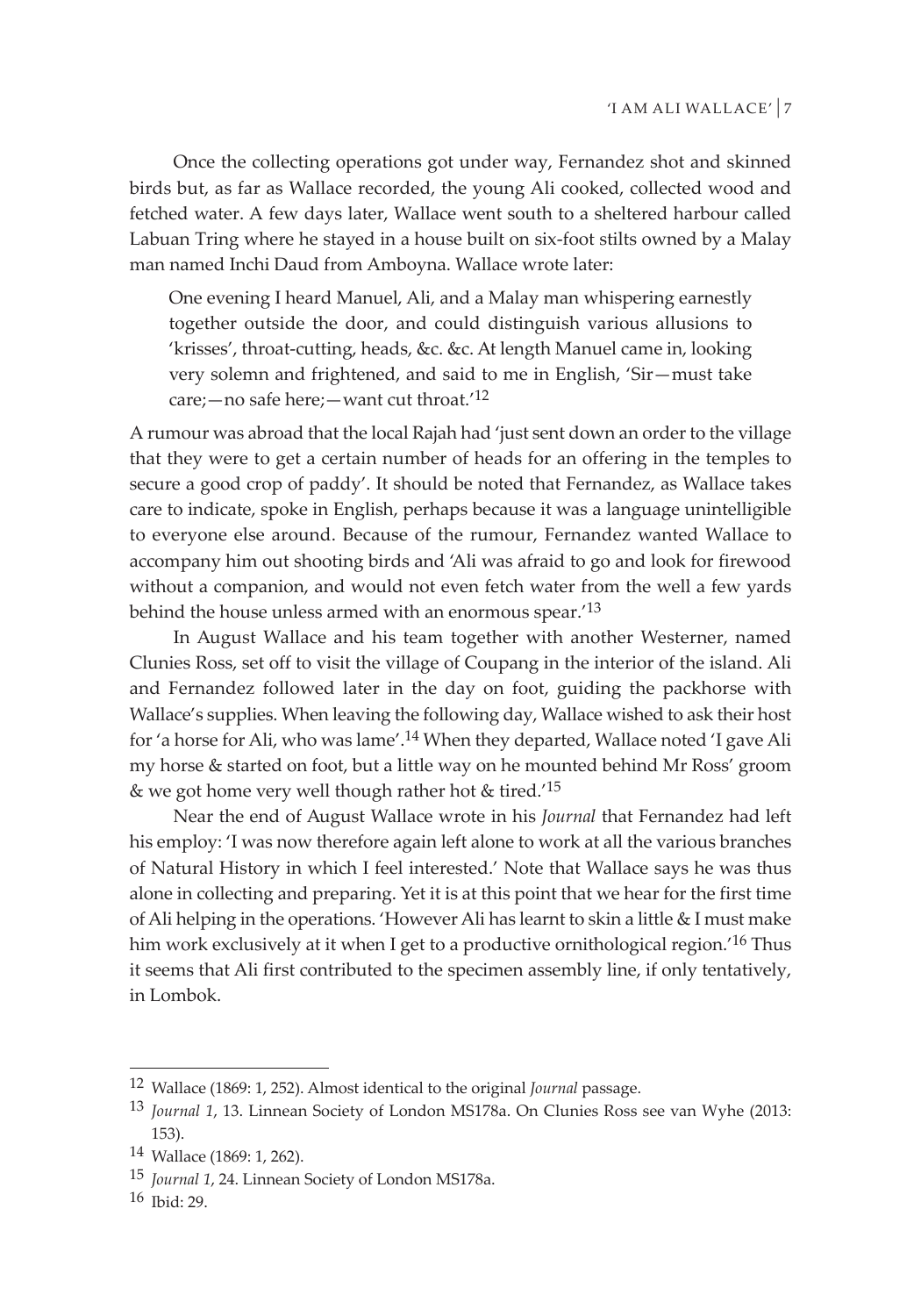Once the collecting operations got under way, Fernandez shot and skinned birds but, as far as Wallace recorded, the young Ali cooked, collected wood and fetched water. A few days later, Wallace went south to a sheltered harbour called Labuan Tring where he stayed in a house built on six-foot stilts owned by a Malay man named Inchi Daud from Amboyna. Wallace wrote later:

> One evening I heard Manuel, Ali, and a Malay man whispering earnestly together outside the door, and could distinguish various allusions to 'krisses', throat-cutting, heads, &c. &c. At length Manuel came in, looking very solemn and frightened, and said to me in English, 'Sir—must take care;—no safe here;—want cut throat.'[12]

A rumour was abroad that the local Rajah had 'just sent down an order to the village that they were to get a certain number of heads for an offering in the temples to secure a good crop of paddy'. It should be noted that Fernandez, as Wallace takes care to indicate, spoke in English, perhaps because it was a language unintelligible to everyone else around. Because of the rumour, Fernandez wanted Wallace to accompany him out shooting birds and 'Ali was afraid to go and look for firewood without a companion, and would not even fetch water from the well a few yards behind the house unless armed with an enormous spear.'[13]

In August Wallace and his team together with another Westerner, named Clunies Ross, set off to visit the village of Coupang in the interior of the island. Ali and Fernandez followed later in the day on foot, guiding the packhorse with Wallace's supplies. When leaving the following day, Wallace wished to ask their host for 'a horse for Ali, who was lame'.[14] When they departed, Wallace noted 'I gave Ali my horse & started on foot, but a little way on he mounted behind Mr Ross' groom & we got home very well though rather hot & tired.'[15]

Near the end of August Wallace wrote in his *Journal* that Fernandez had left his employ: 'I was now therefore again left alone to work at all the various branches of Natural History in which I feel interested.' Note that Wallace says he was thus alone in collecting and preparing. Yet it is at this point that we hear for the first time of Ali helping in the operations. 'However Ali has learnt to skin a little & I must make him work exclusively at it when I get to a productive ornithological region.'[16] Thus it seems that Ali first contributed to the specimen assembly line, if only tentatively, in Lombok.

---

12 Wallace (1869: 1, 252). Almost identical to the original *Journal* passage.

13 *Journal 1*, 13. Linnean Society of London MS178a. On Clunies Ross see van Wyhe (2013: 153).

14 Wallace (1869: 1, 262).

15 *Journal 1*, 24. Linnean Society of London MS178a.

16 Ibid: 29.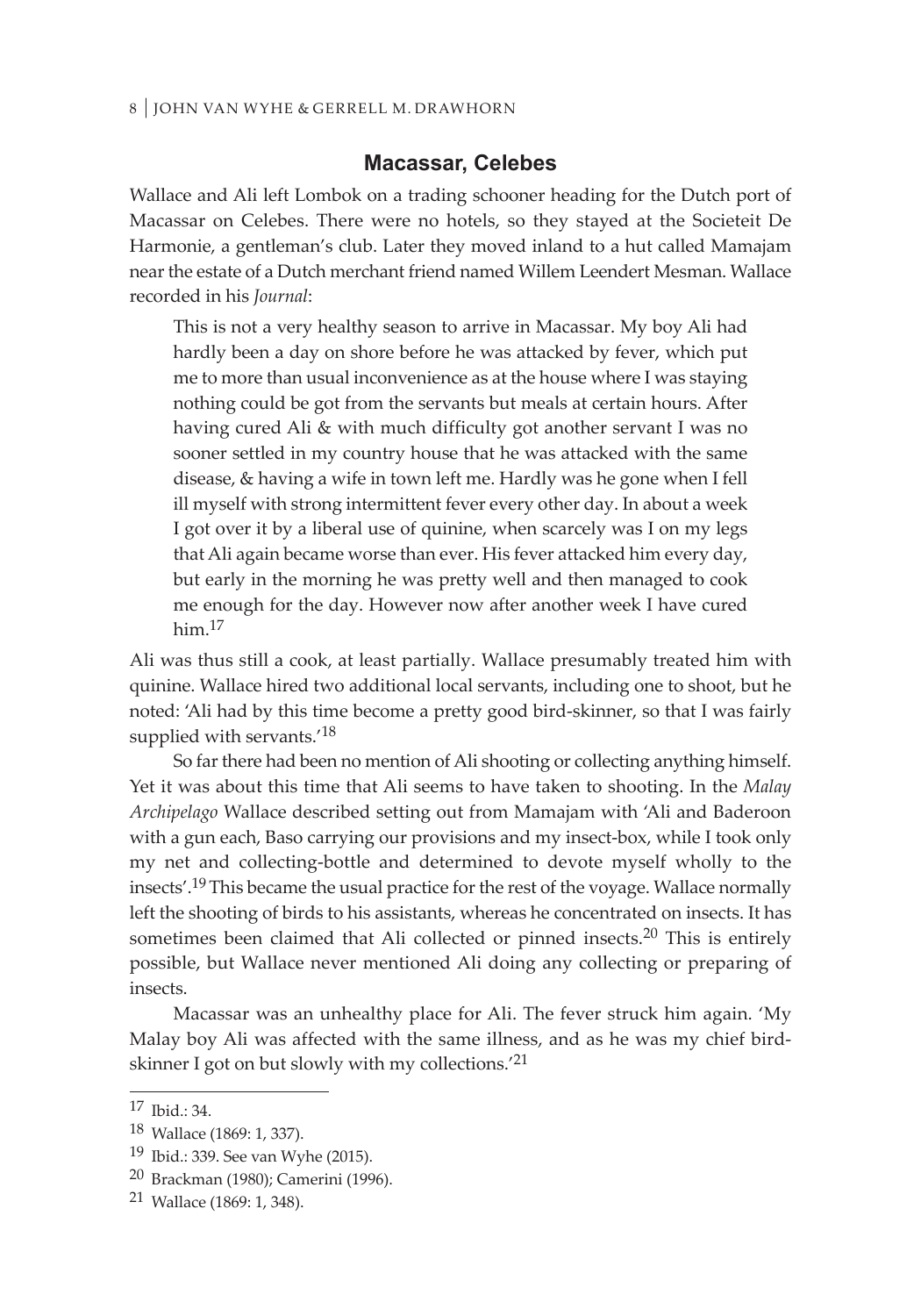## Macassar, Celebes

Wallace and Ali left Lombok on a trading schooner heading for the Dutch port of Macassar on Celebes. There were no hotels, so they stayed at the Societeit De Harmonie, a gentleman's club. Later they moved inland to a hut called Mamajam near the estate of a Dutch merchant friend named Willem Leendert Mesman. Wallace recorded in his *Journal*:

> This is not a very healthy season to arrive in Macassar. My boy Ali had hardly been a day on shore before he was attacked by fever, which put me to more than usual inconvenience as at the house where I was staying nothing could be got from the servants but meals at certain hours. After having cured Ali & with much difficulty got another servant I was no sooner settled in my country house that he was attacked with the same disease, & having a wife in town left me. Hardly was he gone when I fell ill myself with strong intermittent fever every other day. In about a week I got over it by a liberal use of quinine, when scarcely was I on my legs that Ali again became worse than ever. His fever attacked him every day, but early in the morning he was pretty well and then managed to cook me enough for the day. However now after another week I have cured him.[17]

Ali was thus still a cook, at least partially. Wallace presumably treated him with quinine. Wallace hired two additional local servants, including one to shoot, but he noted: 'Ali had by this time become a pretty good bird-skinner, so that I was fairly supplied with servants.'[18]

So far there had been no mention of Ali shooting or collecting anything himself. Yet it was about this time that Ali seems to have taken to shooting. In the *Malay Archipelago* Wallace described setting out from Mamajam with 'Ali and Baderoon with a gun each, Baso carrying our provisions and my insect-box, while I took only my net and collecting-bottle and determined to devote myself wholly to the insects'.[19] This became the usual practice for the rest of the voyage. Wallace normally left the shooting of birds to his assistants, whereas he concentrated on insects. It has sometimes been claimed that Ali collected or pinned insects.[20] This is entirely possible, but Wallace never mentioned Ali doing any collecting or preparing of insects.

Macassar was an unhealthy place for Ali. The fever struck him again. 'My Malay boy Ali was affected with the same illness, and as he was my chief bird-skinner I got on but slowly with my collections.'[21]

---

[17] Ibid.: 34.

[18] Wallace (1869: 1, 337).

[19] Ibid.: 339. See van Wyhe (2015).

[20] Brackman (1980); Camerini (1996).

[21] Wallace (1869: 1, 348).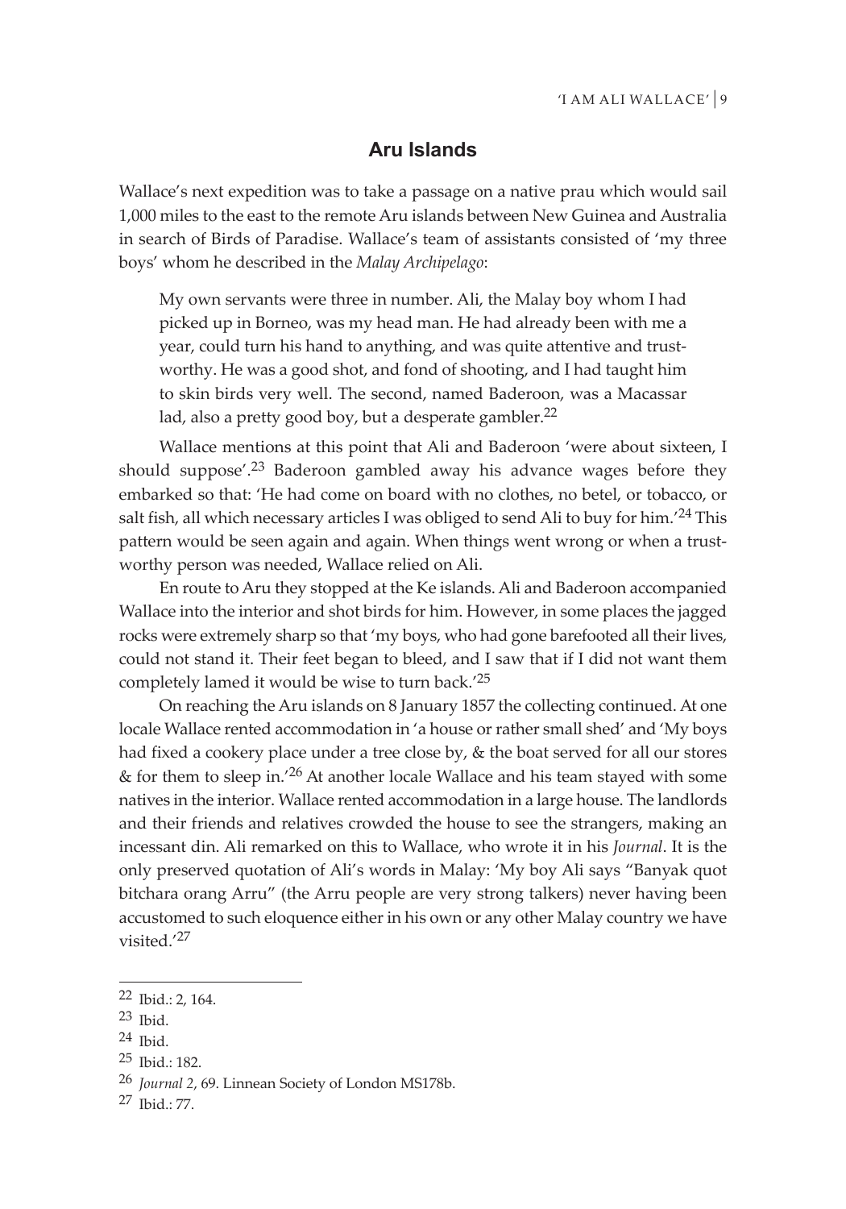## Aru Islands

Wallace's next expedition was to take a passage on a native prau which would sail 1,000 miles to the east to the remote Aru islands between New Guinea and Australia in search of Birds of Paradise. Wallace's team of assistants consisted of 'my three boys' whom he described in the *Malay Archipelago*:

> My own servants were three in number. Ali, the Malay boy whom I had picked up in Borneo, was my head man. He had already been with me a year, could turn his hand to anything, and was quite attentive and trustworthy. He was a good shot, and fond of shooting, and I had taught him to skin birds very well. The second, named Baderoon, was a Macassar lad, also a pretty good boy, but a desperate gambler.[22]

Wallace mentions at this point that Ali and Baderoon 'were about sixteen, I should suppose'.[23] Baderoon gambled away his advance wages before they embarked so that: 'He had come on board with no clothes, no betel, or tobacco, or salt fish, all which necessary articles I was obliged to send Ali to buy for him.'[24] This pattern would be seen again and again. When things went wrong or when a trustworthy person was needed, Wallace relied on Ali.

En route to Aru they stopped at the Ke islands. Ali and Baderoon accompanied Wallace into the interior and shot birds for him. However, in some places the jagged rocks were extremely sharp so that 'my boys, who had gone barefooted all their lives, could not stand it. Their feet began to bleed, and I saw that if I did not want them completely lamed it would be wise to turn back.'[25]

On reaching the Aru islands on 8 January 1857 the collecting continued. At one locale Wallace rented accommodation in 'a house or rather small shed' and 'My boys had fixed a cookery place under a tree close by, & the boat served for all our stores & for them to sleep in.'[26] At another locale Wallace and his team stayed with some natives in the interior. Wallace rented accommodation in a large house. The landlords and their friends and relatives crowded the house to see the strangers, making an incessant din. Ali remarked on this to Wallace, who wrote it in his *Journal*. It is the only preserved quotation of Ali's words in Malay: 'My boy Ali says "Banyak quot bitchara orang Arru" (the Arru people are very strong talkers) never having been accustomed to such eloquence either in his own or any other Malay country we have visited.'[27]

---

22 Ibid.: 2, 164.

23 Ibid.

24 Ibid.

25 Ibid.: 182.

26 *Journal 2*, 69. Linnean Society of London MS178b.

27 Ibid.: 77.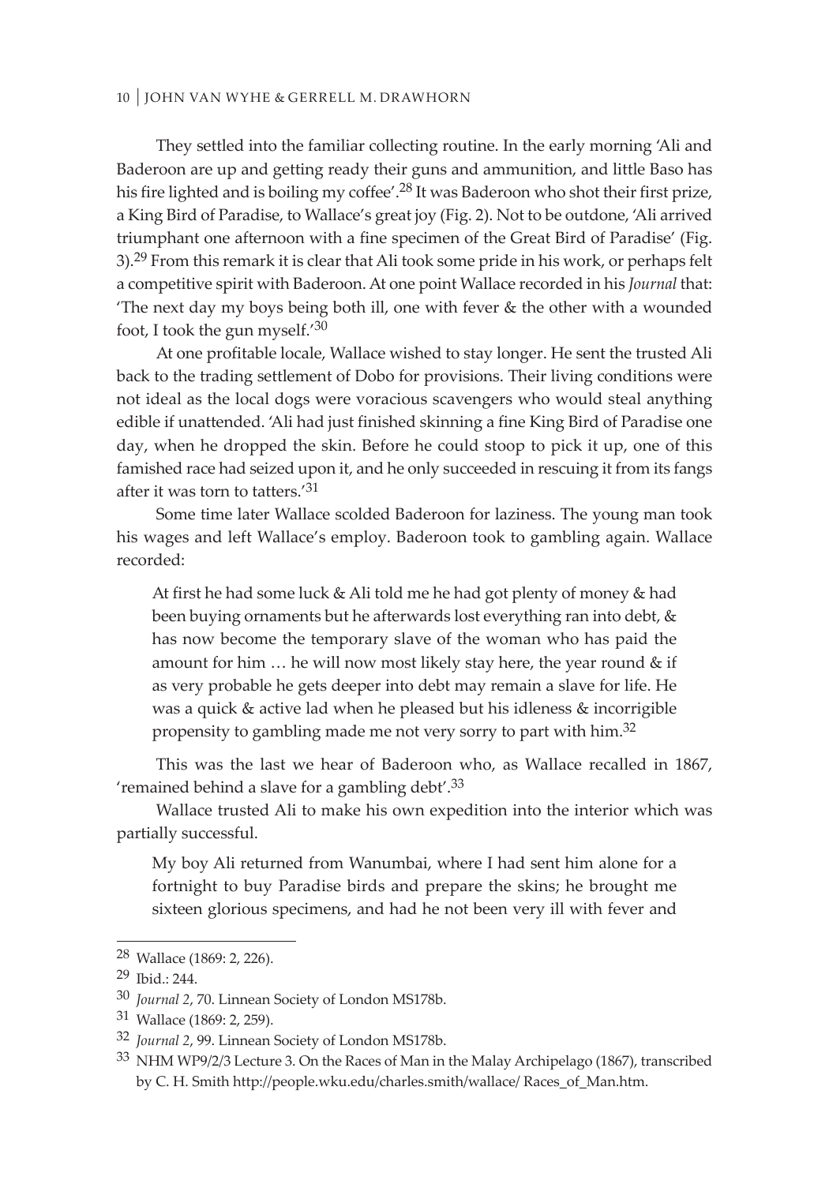They settled into the familiar collecting routine. In the early morning 'Ali and Baderoon are up and getting ready their guns and ammunition, and little Baso has his fire lighted and is boiling my coffee'.[28] It was Baderoon who shot their first prize, a King Bird of Paradise, to Wallace's great joy (Fig. 2). Not to be outdone, 'Ali arrived triumphant one afternoon with a fine specimen of the Great Bird of Paradise' (Fig. 3).[29] From this remark it is clear that Ali took some pride in his work, or perhaps felt a competitive spirit with Baderoon. At one point Wallace recorded in his *Journal* that: 'The next day my boys being both ill, one with fever & the other with a wounded foot, I took the gun myself.'[30]

At one profitable locale, Wallace wished to stay longer. He sent the trusted Ali back to the trading settlement of Dobo for provisions. Their living conditions were not ideal as the local dogs were voracious scavengers who would steal anything edible if unattended. 'Ali had just finished skinning a fine King Bird of Paradise one day, when he dropped the skin. Before he could stoop to pick it up, one of this famished race had seized upon it, and he only succeeded in rescuing it from its fangs after it was torn to tatters.'[31]

Some time later Wallace scolded Baderoon for laziness. The young man took his wages and left Wallace's employ. Baderoon took to gambling again. Wallace recorded:

> At first he had some luck & Ali told me he had got plenty of money & had been buying ornaments but he afterwards lost everything ran into debt, & has now become the temporary slave of the woman who has paid the amount for him … he will now most likely stay here, the year round & if as very probable he gets deeper into debt may remain a slave for life. He was a quick & active lad when he pleased but his idleness & incorrigible propensity to gambling made me not very sorry to part with him.[32]

This was the last we hear of Baderoon who, as Wallace recalled in 1867, 'remained behind a slave for a gambling debt'.[33]

Wallace trusted Ali to make his own expedition into the interior which was partially successful.

> My boy Ali returned from Wanumbai, where I had sent him alone for a fortnight to buy Paradise birds and prepare the skins; he brought me sixteen glorious specimens, and had he not been very ill with fever and

---

28 Wallace (1869: 2, 226).

29 Ibid.: 244.

30 *Journal 2*, 70. Linnean Society of London MS178b.

31 Wallace (1869: 2, 259).

32 *Journal 2*, 99. Linnean Society of London MS178b.

33 NHM WP9/2/3 Lecture 3. On the Races of Man in the Malay Archipelago (1867), transcribed by C. H. Smith http://people.wku.edu/charles.smith/wallace/ Races_of_Man.htm.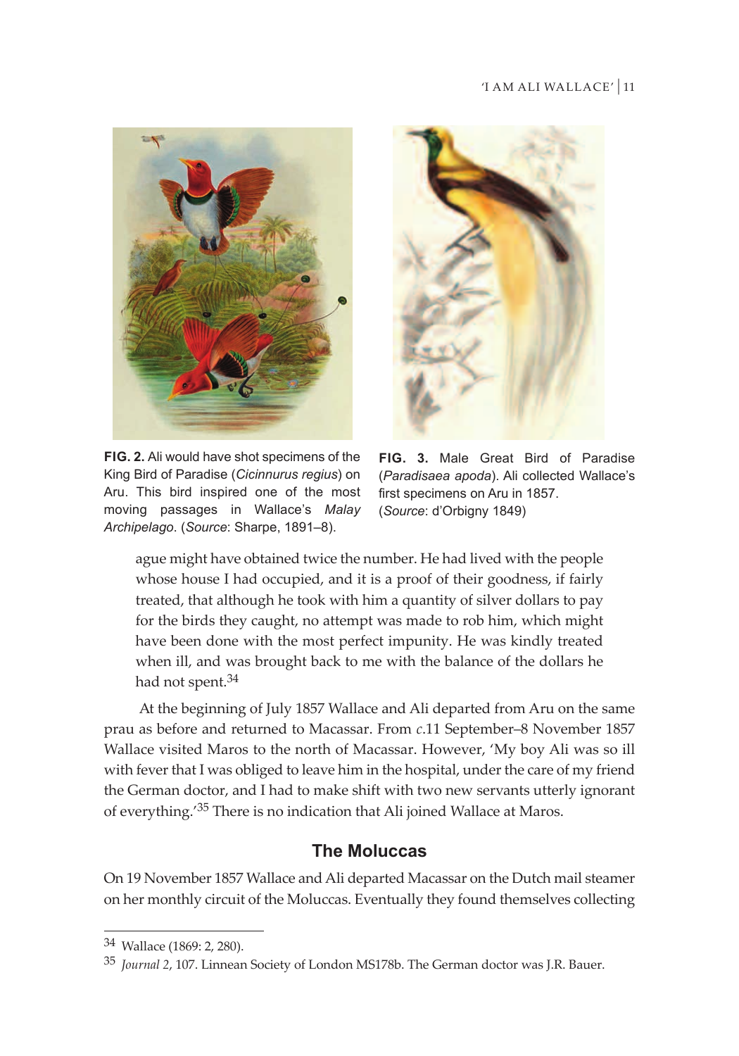**FIG. 2.** Ali would have shot specimens of the King Bird of Paradise (*Cicinnurus regius*) on Aru. This bird inspired one of the most moving passages in Wallace's *Malay Archipelago*. (*Source*: Sharpe, 1891–8).

**FIG. 3.** Male Great Bird of Paradise (*Paradisaea apoda*). Ali collected Wallace's first specimens on Aru in 1857. (*Source*: d'Orbigny 1849)

> ague might have obtained twice the number. He had lived with the people whose house I had occupied, and it is a proof of their goodness, if fairly treated, that although he took with him a quantity of silver dollars to pay for the birds they caught, no attempt was made to rob him, which might have been done with the most perfect impunity. He was kindly treated when ill, and was brought back to me with the balance of the dollars he had not spent.[34]

At the beginning of July 1857 Wallace and Ali departed from Aru on the same prau as before and returned to Macassar. From *c*.11 September–8 November 1857 Wallace visited Maros to the north of Macassar. However, 'My boy Ali was so ill with fever that I was obliged to leave him in the hospital, under the care of my friend the German doctor, and I had to make shift with two new servants utterly ignorant of everything.'[35] There is no indication that Ali joined Wallace at Maros.

## The Moluccas

On 19 November 1857 Wallace and Ali departed Macassar on the Dutch mail steamer on her monthly circuit of the Moluccas. Eventually they found themselves collecting

---

[34] Wallace (1869: 2, 280).

[35] *Journal 2*, 107. Linnean Society of London MS178b. The German doctor was J.R. Bauer.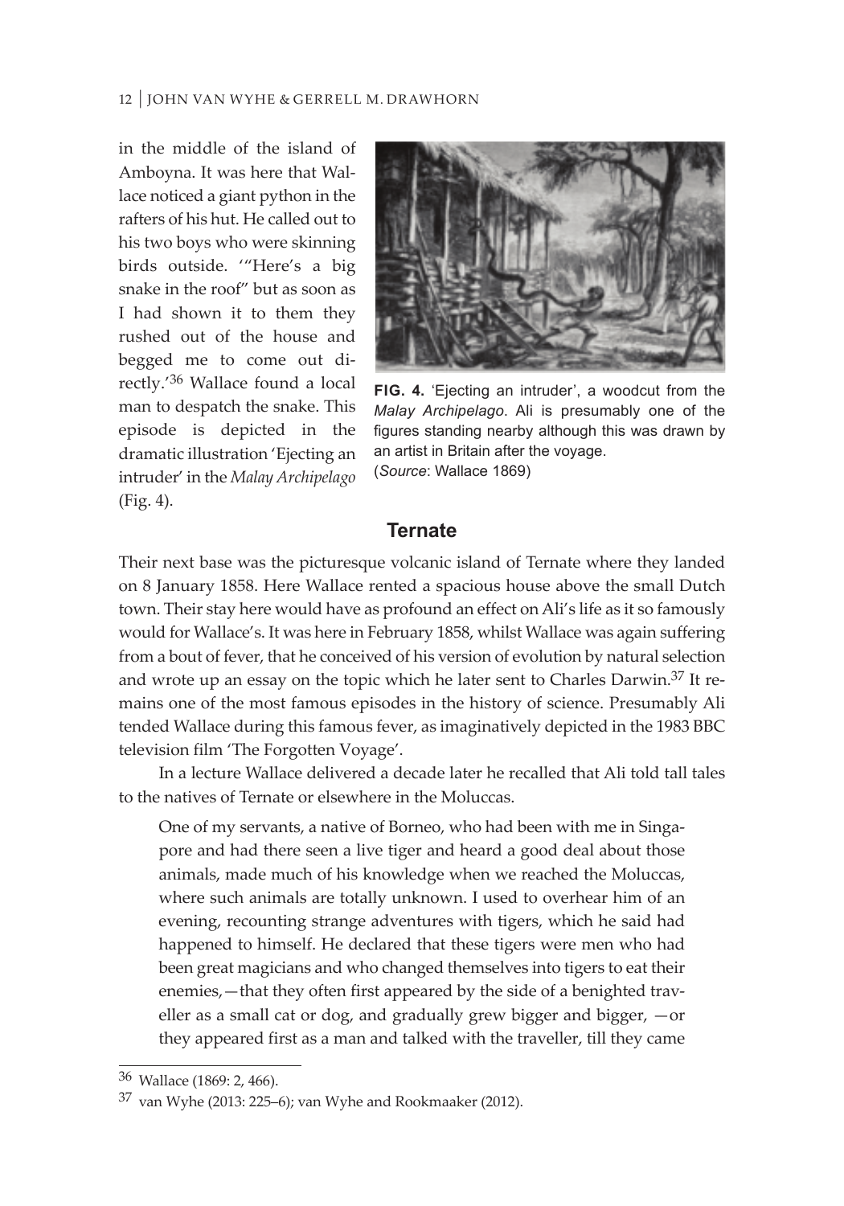in the middle of the island of Amboyna. It was here that Wallace noticed a giant python in the rafters of his hut. He called out to his two boys who were skinning birds outside. '"Here's a big snake in the roof" but as soon as I had shown it to them they rushed out of the house and begged me to come out directly.'[36] Wallace found a local man to despatch the snake. This episode is depicted in the dramatic illustration 'Ejecting an intruder' in the *Malay Archipelago* (Fig. 4).

**FIG. 4.** 'Ejecting an intruder', a woodcut from the *Malay Archipelago*. Ali is presumably one of the figures standing nearby although this was drawn by an artist in Britain after the voyage. (*Source*: Wallace 1869)

## Ternate

Their next base was the picturesque volcanic island of Ternate where they landed on 8 January 1858. Here Wallace rented a spacious house above the small Dutch town. Their stay here would have as profound an effect on Ali's life as it so famously would for Wallace's. It was here in February 1858, whilst Wallace was again suffering from a bout of fever, that he conceived of his version of evolution by natural selection and wrote up an essay on the topic which he later sent to Charles Darwin.[37] It remains one of the most famous episodes in the history of science. Presumably Ali tended Wallace during this famous fever, as imaginatively depicted in the 1983 BBC television film 'The Forgotten Voyage'.

In a lecture Wallace delivered a decade later he recalled that Ali told tall tales to the natives of Ternate or elsewhere in the Moluccas.

> One of my servants, a native of Borneo, who had been with me in Singapore and had there seen a live tiger and heard a good deal about those animals, made much of his knowledge when we reached the Moluccas, where such animals are totally unknown. I used to overhear him of an evening, recounting strange adventures with tigers, which he said had happened to himself. He declared that these tigers were men who had been great magicians and who changed themselves into tigers to eat their enemies,—that they often first appeared by the side of a benighted traveller as a small cat or dog, and gradually grew bigger and bigger, —or they appeared first as a man and talked with the traveller, till they came

---

[36] Wallace (1869: 2, 466).

[37] van Wyhe (2013: 225–6); van Wyhe and Rookmaaker (2012).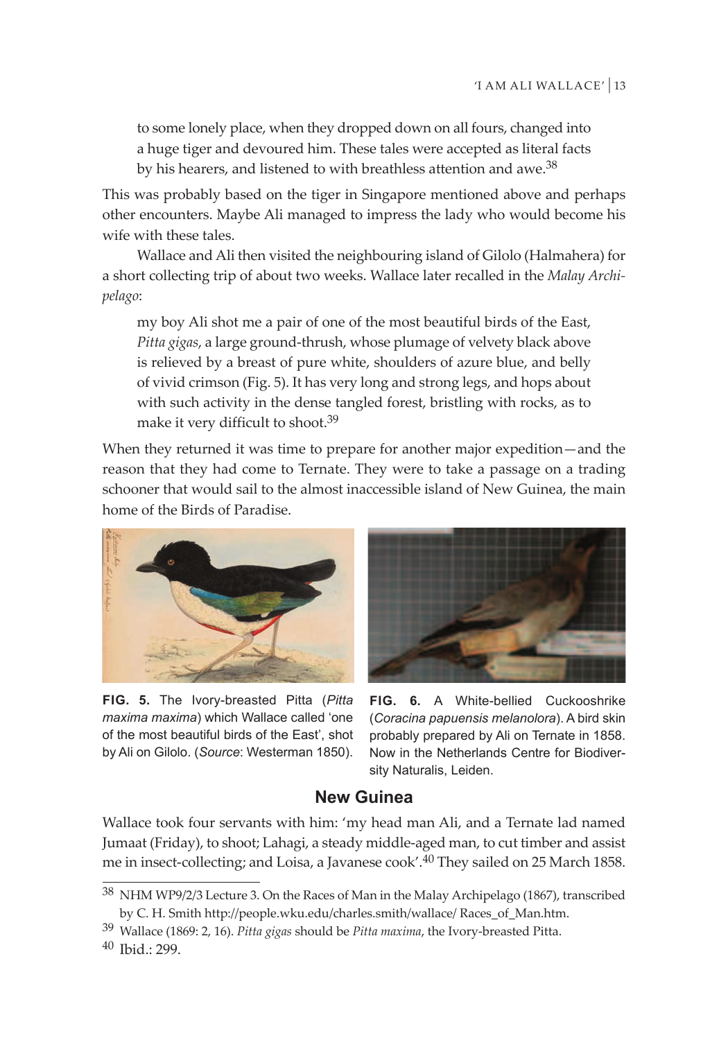to some lonely place, when they dropped down on all fours, changed into a huge tiger and devoured him. These tales were accepted as literal facts by his hearers, and listened to with breathless attention and awe.[38]

This was probably based on the tiger in Singapore mentioned above and perhaps other encounters. Maybe Ali managed to impress the lady who would become his wife with these tales.

Wallace and Ali then visited the neighbouring island of Gilolo (Halmahera) for a short collecting trip of about two weeks. Wallace later recalled in the *Malay Archipelago*:

> my boy Ali shot me a pair of one of the most beautiful birds of the East, *Pitta gigas*, a large ground-thrush, whose plumage of velvety black above is relieved by a breast of pure white, shoulders of azure blue, and belly of vivid crimson (Fig. 5). It has very long and strong legs, and hops about with such activity in the dense tangled forest, bristling with rocks, as to make it very difficult to shoot.[39]

When they returned it was time to prepare for another major expedition—and the reason that they had come to Ternate. They were to take a passage on a trading schooner that would sail to the almost inaccessible island of New Guinea, the main home of the Birds of Paradise.

**FIG. 5.** The Ivory-breasted Pitta (*Pitta maxima maxima*) which Wallace called 'one of the most beautiful birds of the East', shot by Ali on Gilolo. (*Source*: Westerman 1850).

**FIG. 6.** A White-bellied Cuckooshrike (*Coracina papuensis melanolora*). A bird skin probably prepared by Ali on Ternate in 1858. Now in the Netherlands Centre for Biodiversity Naturalis, Leiden.

## New Guinea

Wallace took four servants with him: 'my head man Ali, and a Ternate lad named Jumaat (Friday), to shoot; Lahagi, a steady middle-aged man, to cut timber and assist me in insect-collecting; and Loisa, a Javanese cook'.[40] They sailed on 25 March 1858.

---

[38] NHM WP9/2/3 Lecture 3. On the Races of Man in the Malay Archipelago (1867), transcribed by C. H. Smith http://people.wku.edu/charles.smith/wallace/ Races_of_Man.htm.

[39] Wallace (1869: 2, 16). *Pitta gigas* should be *Pitta maxima*, the Ivory-breasted Pitta.

[40] Ibid.: 299.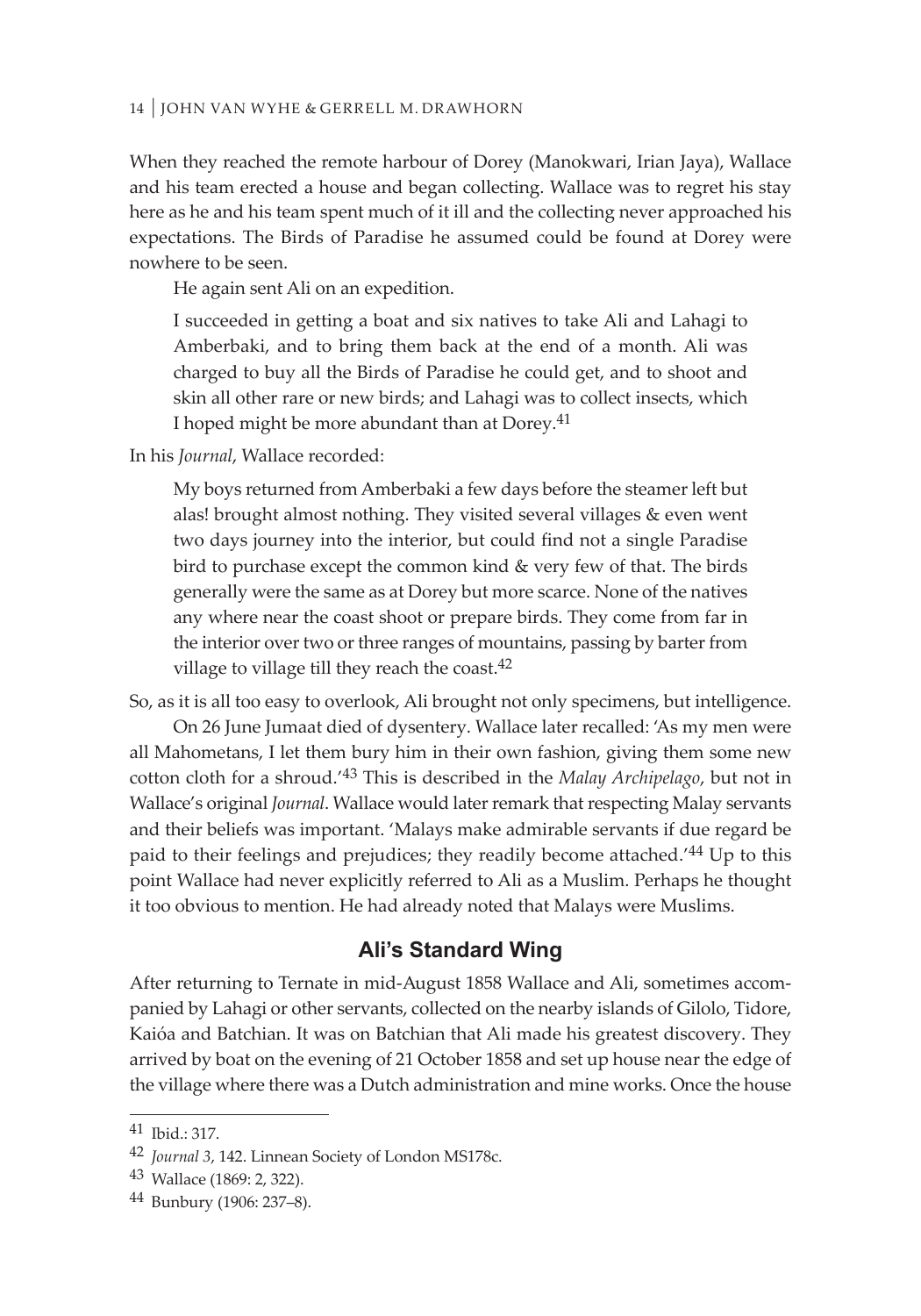When they reached the remote harbour of Dorey (Manokwari, Irian Jaya), Wallace and his team erected a house and began collecting. Wallace was to regret his stay here as he and his team spent much of it ill and the collecting never approached his expectations. The Birds of Paradise he assumed could be found at Dorey were nowhere to be seen.

He again sent Ali on an expedition.

> I succeeded in getting a boat and six natives to take Ali and Lahagi to Amberbaki, and to bring them back at the end of a month. Ali was charged to buy all the Birds of Paradise he could get, and to shoot and skin all other rare or new birds; and Lahagi was to collect insects, which I hoped might be more abundant than at Dorey.[41]

In his *Journal*, Wallace recorded:

> My boys returned from Amberbaki a few days before the steamer left but alas! brought almost nothing. They visited several villages & even went two days journey into the interior, but could find not a single Paradise bird to purchase except the common kind & very few of that. The birds generally were the same as at Dorey but more scarce. None of the natives any where near the coast shoot or prepare birds. They come from far in the interior over two or three ranges of mountains, passing by barter from village to village till they reach the coast.[42]

So, as it is all too easy to overlook, Ali brought not only specimens, but intelligence.

On 26 June Jumaat died of dysentery. Wallace later recalled: 'As my men were all Mahometans, I let them bury him in their own fashion, giving them some new cotton cloth for a shroud.'[43] This is described in the *Malay Archipelago*, but not in Wallace's original *Journal*. Wallace would later remark that respecting Malay servants and their beliefs was important. 'Malays make admirable servants if due regard be paid to their feelings and prejudices; they readily become attached.'[44] Up to this point Wallace had never explicitly referred to Ali as a Muslim. Perhaps he thought it too obvious to mention. He had already noted that Malays were Muslims.

## Ali's Standard Wing

After returning to Ternate in mid-August 1858 Wallace and Ali, sometimes accompanied by Lahagi or other servants, collected on the nearby islands of Gilolo, Tidore, Kaióa and Batchian. It was on Batchian that Ali made his greatest discovery. They arrived by boat on the evening of 21 October 1858 and set up house near the edge of the village where there was a Dutch administration and mine works. Once the house

---

41 Ibid.: 317.

42 *Journal 3*, 142. Linnean Society of London MS178c.

43 Wallace (1869: 2, 322).

44 Bunbury (1906: 237–8).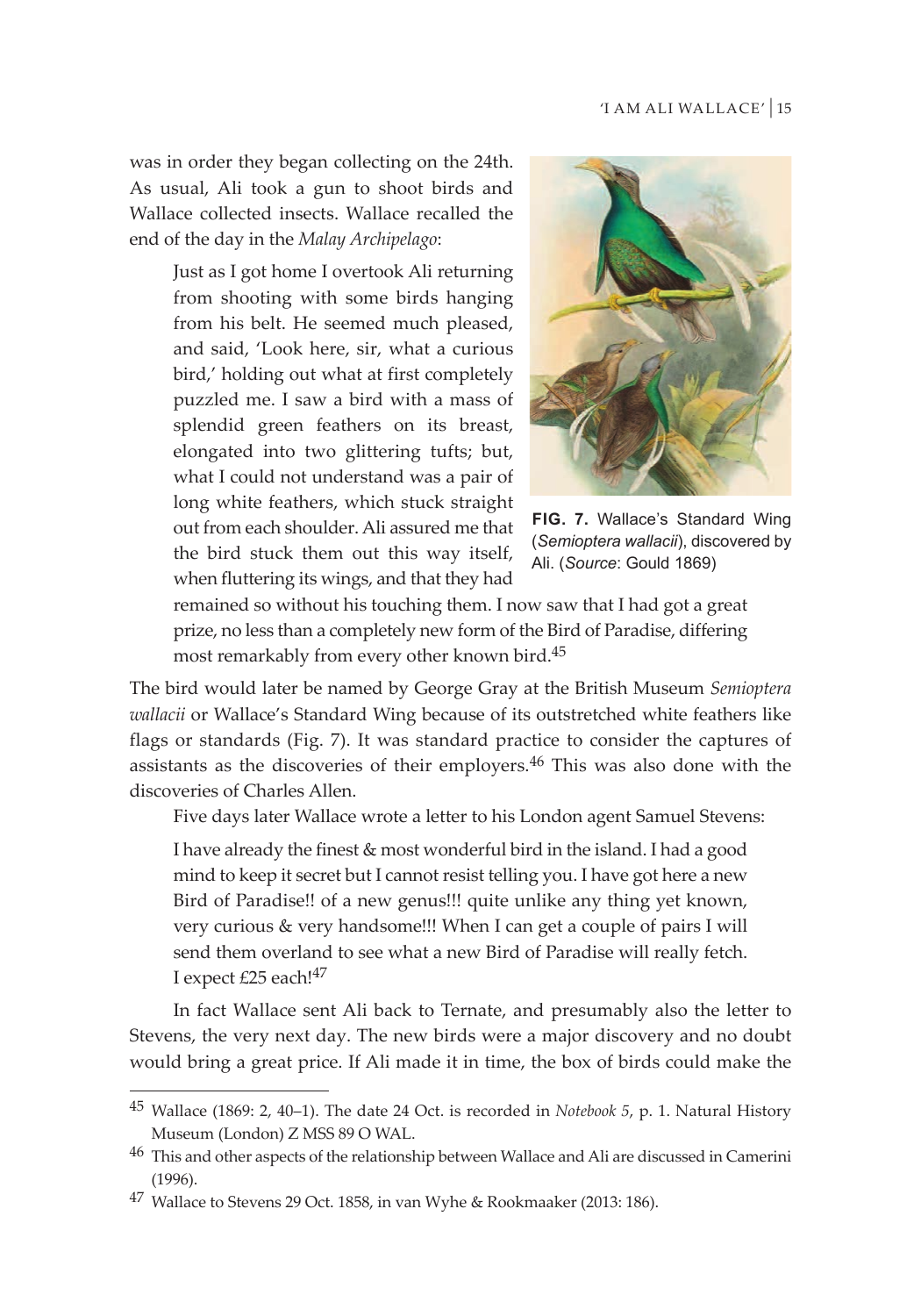was in order they began collecting on the 24th. As usual, Ali took a gun to shoot birds and Wallace collected insects. Wallace recalled the end of the day in the *Malay Archipelago*:

> Just as I got home I overtook Ali returning from shooting with some birds hanging from his belt. He seemed much pleased, and said, 'Look here, sir, what a curious bird,' holding out what at first completely puzzled me. I saw a bird with a mass of splendid green feathers on its breast, elongated into two glittering tufts; but, what I could not understand was a pair of long white feathers, which stuck straight out from each shoulder. Ali assured me that the bird stuck them out this way itself, when fluttering its wings, and that they had remained so without his touching them. I now saw that I had got a great prize, no less than a completely new form of the Bird of Paradise, differing most remarkably from every other known bird.[45]

**FIG. 7.** Wallace's Standard Wing (*Semioptera wallacii*), discovered by Ali. (*Source*: Gould 1869)

The bird would later be named by George Gray at the British Museum *Semioptera wallacii* or Wallace's Standard Wing because of its outstretched white feathers like flags or standards (Fig. 7). It was standard practice to consider the captures of assistants as the discoveries of their employers.[46] This was also done with the discoveries of Charles Allen.

Five days later Wallace wrote a letter to his London agent Samuel Stevens:

> I have already the finest & most wonderful bird in the island. I had a good mind to keep it secret but I cannot resist telling you. I have got here a new Bird of Paradise!! of a new genus!!! quite unlike any thing yet known, very curious & very handsome!!! When I can get a couple of pairs I will send them overland to see what a new Bird of Paradise will really fetch. I expect £25 each![47]

In fact Wallace sent Ali back to Ternate, and presumably also the letter to Stevens, the very next day. The new birds were a major discovery and no doubt would bring a great price. If Ali made it in time, the box of birds could make the

---

[45] Wallace (1869: 2, 40–1). The date 24 Oct. is recorded in *Notebook 5*, p. 1. Natural History Museum (London) Z MSS 89 O WAL.

[46] This and other aspects of the relationship between Wallace and Ali are discussed in Camerini (1996).

[47] Wallace to Stevens 29 Oct. 1858, in van Wyhe & Rookmaaker (2013: 186).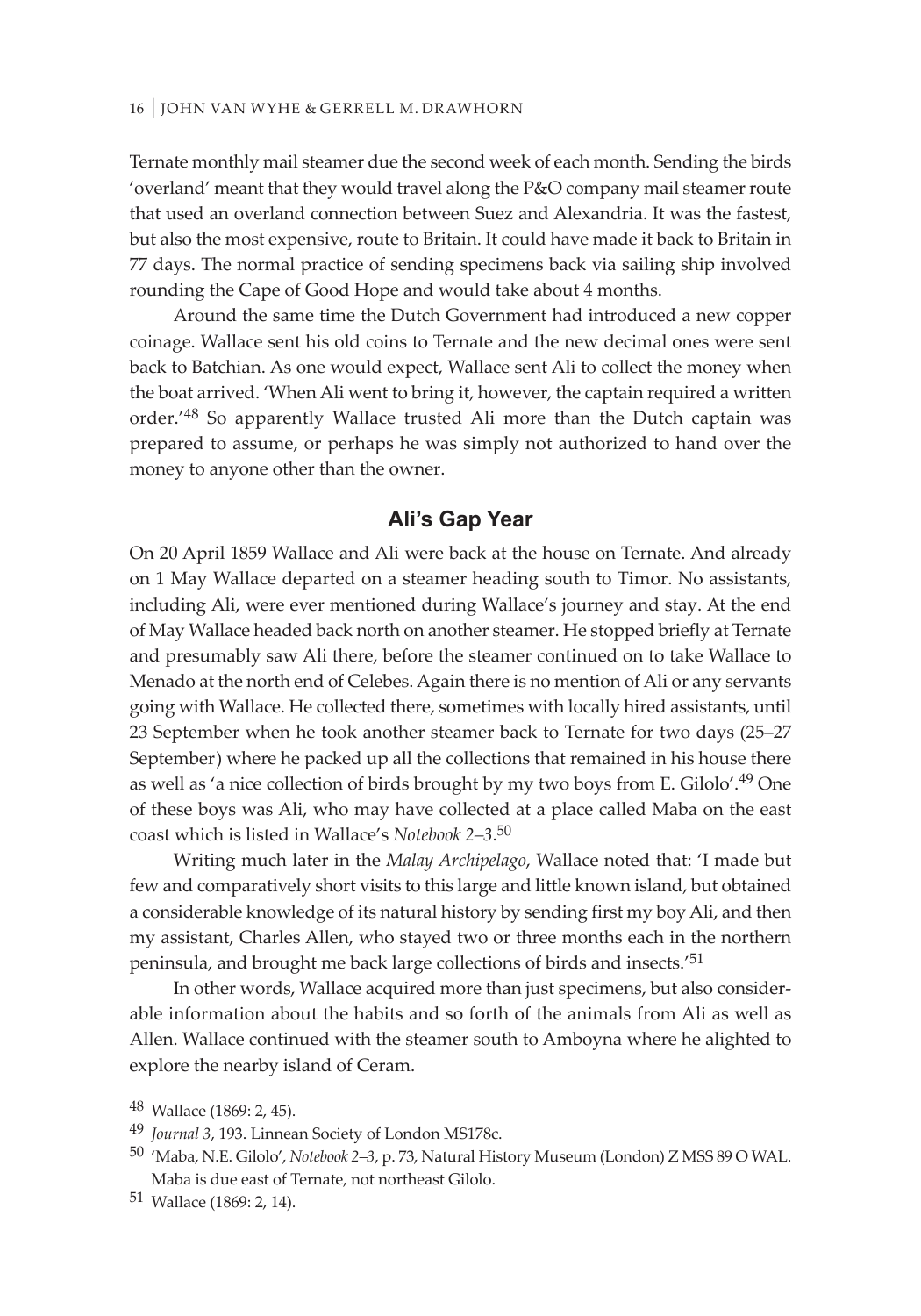Ternate monthly mail steamer due the second week of each month. Sending the birds 'overland' meant that they would travel along the P&O company mail steamer route that used an overland connection between Suez and Alexandria. It was the fastest, but also the most expensive, route to Britain. It could have made it back to Britain in 77 days. The normal practice of sending specimens back via sailing ship involved rounding the Cape of Good Hope and would take about 4 months.

Around the same time the Dutch Government had introduced a new copper coinage. Wallace sent his old coins to Ternate and the new decimal ones were sent back to Batchian. As one would expect, Wallace sent Ali to collect the money when the boat arrived. 'When Ali went to bring it, however, the captain required a written order.'[48] So apparently Wallace trusted Ali more than the Dutch captain was prepared to assume, or perhaps he was simply not authorized to hand over the money to anyone other than the owner.

## Ali's Gap Year

On 20 April 1859 Wallace and Ali were back at the house on Ternate. And already on 1 May Wallace departed on a steamer heading south to Timor. No assistants, including Ali, were ever mentioned during Wallace's journey and stay. At the end of May Wallace headed back north on another steamer. He stopped briefly at Ternate and presumably saw Ali there, before the steamer continued on to take Wallace to Menado at the north end of Celebes. Again there is no mention of Ali or any servants going with Wallace. He collected there, sometimes with locally hired assistants, until 23 September when he took another steamer back to Ternate for two days (25–27 September) where he packed up all the collections that remained in his house there as well as 'a nice collection of birds brought by my two boys from E. Gilolo'.[49] One of these boys was Ali, who may have collected at a place called Maba on the east coast which is listed in Wallace's *Notebook 2–3*.[50]

Writing much later in the *Malay Archipelago*, Wallace noted that: 'I made but few and comparatively short visits to this large and little known island, but obtained a considerable knowledge of its natural history by sending first my boy Ali, and then my assistant, Charles Allen, who stayed two or three months each in the northern peninsula, and brought me back large collections of birds and insects.'[51]

In other words, Wallace acquired more than just specimens, but also considerable information about the habits and so forth of the animals from Ali as well as Allen. Wallace continued with the steamer south to Amboyna where he alighted to explore the nearby island of Ceram.

---

48 Wallace (1869: 2, 45).

49 *Journal 3*, 193. Linnean Society of London MS178c.

50 'Maba, N.E. Gilolo', *Notebook 2–3*, p. 73, Natural History Museum (London) Z MSS 89 O WAL. Maba is due east of Ternate, not northeast Gilolo.

51 Wallace (1869: 2, 14).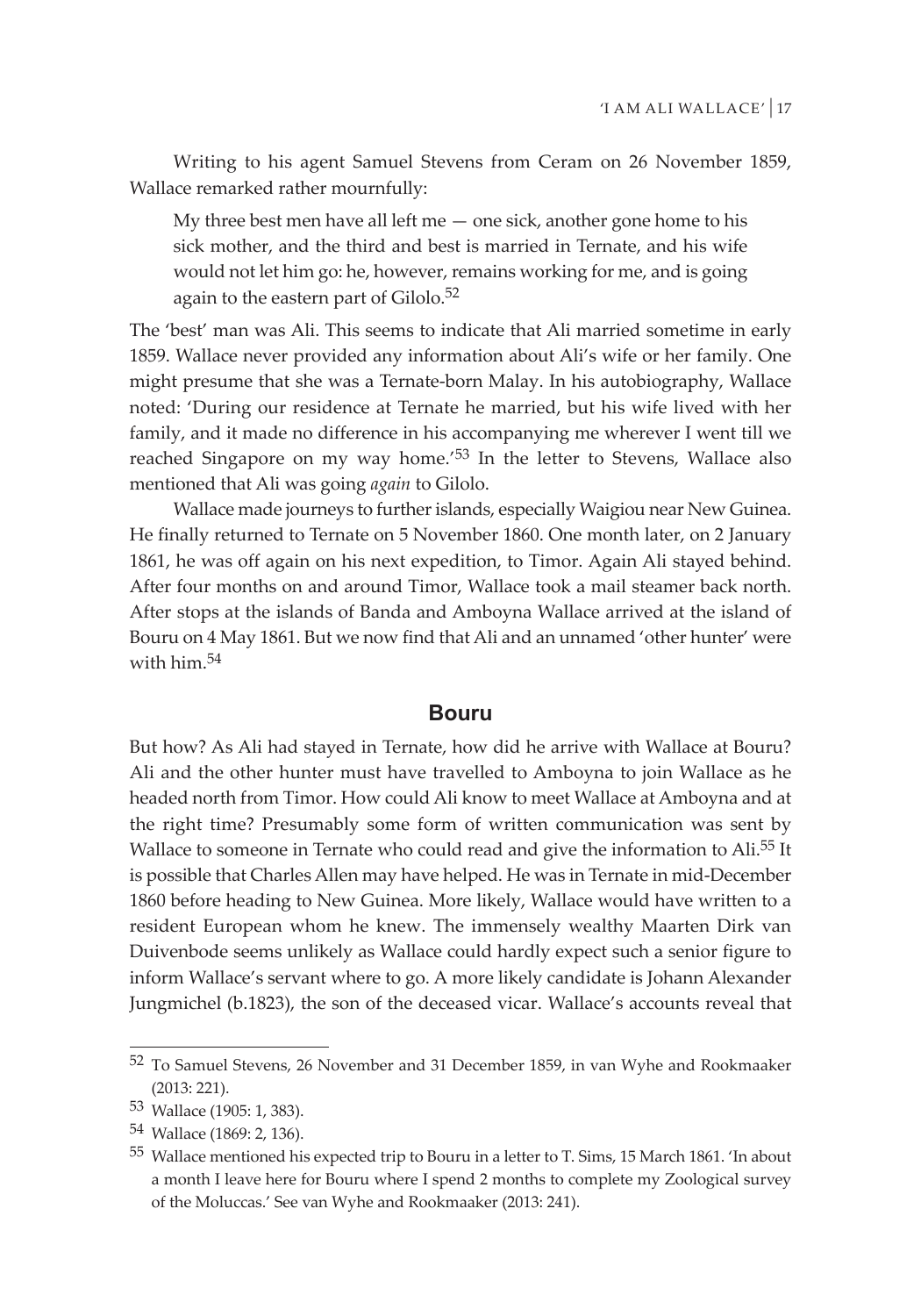Writing to his agent Samuel Stevens from Ceram on 26 November 1859, Wallace remarked rather mournfully:

> My three best men have all left me — one sick, another gone home to his sick mother, and the third and best is married in Ternate, and his wife would not let him go: he, however, remains working for me, and is going again to the eastern part of Gilolo.[52]

The 'best' man was Ali. This seems to indicate that Ali married sometime in early 1859. Wallace never provided any information about Ali's wife or her family. One might presume that she was a Ternate-born Malay. In his autobiography, Wallace noted: 'During our residence at Ternate he married, but his wife lived with her family, and it made no difference in his accompanying me wherever I went till we reached Singapore on my way home.'[53] In the letter to Stevens, Wallace also mentioned that Ali was going *again* to Gilolo.

Wallace made journeys to further islands, especially Waigiou near New Guinea. He finally returned to Ternate on 5 November 1860. One month later, on 2 January 1861, he was off again on his next expedition, to Timor. Again Ali stayed behind. After four months on and around Timor, Wallace took a mail steamer back north. After stops at the islands of Banda and Amboyna Wallace arrived at the island of Bouru on 4 May 1861. But we now find that Ali and an unnamed 'other hunter' were with him.[54]

## Bouru

But how? As Ali had stayed in Ternate, how did he arrive with Wallace at Bouru? Ali and the other hunter must have travelled to Amboyna to join Wallace as he headed north from Timor. How could Ali know to meet Wallace at Amboyna and at the right time? Presumably some form of written communication was sent by Wallace to someone in Ternate who could read and give the information to Ali.[55] It is possible that Charles Allen may have helped. He was in Ternate in mid-December 1860 before heading to New Guinea. More likely, Wallace would have written to a resident European whom he knew. The immensely wealthy Maarten Dirk van Duivenbode seems unlikely as Wallace could hardly expect such a senior figure to inform Wallace's servant where to go. A more likely candidate is Johann Alexander Jungmichel (b.1823), the son of the deceased vicar. Wallace's accounts reveal that

---

[52] To Samuel Stevens, 26 November and 31 December 1859, in van Wyhe and Rookmaaker (2013: 221).

[53] Wallace (1905: 1, 383).

[54] Wallace (1869: 2, 136).

[55] Wallace mentioned his expected trip to Bouru in a letter to T. Sims, 15 March 1861. 'In about a month I leave here for Bouru where I spend 2 months to complete my Zoological survey of the Moluccas.' See van Wyhe and Rookmaaker (2013: 241).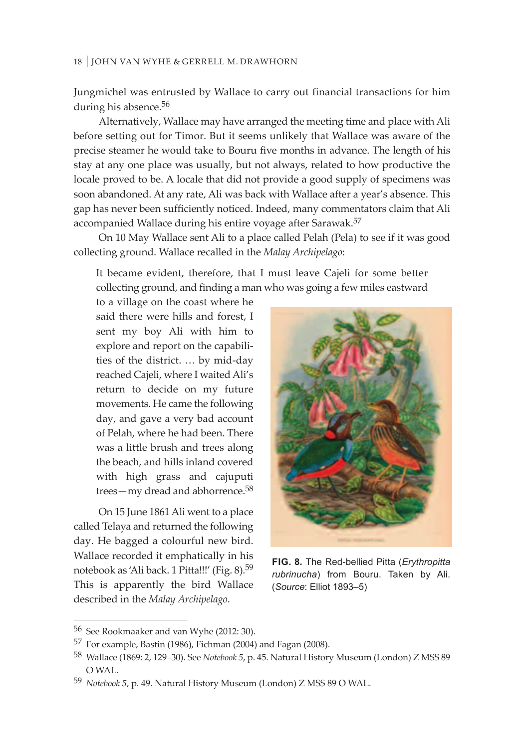Jungmichel was entrusted by Wallace to carry out financial transactions for him during his absence.[56]

Alternatively, Wallace may have arranged the meeting time and place with Ali before setting out for Timor. But it seems unlikely that Wallace was aware of the precise steamer he would take to Bouru five months in advance. The length of his stay at any one place was usually, but not always, related to how productive the locale proved to be. A locale that did not provide a good supply of specimens was soon abandoned. At any rate, Ali was back with Wallace after a year's absence. This gap has never been sufficiently noticed. Indeed, many commentators claim that Ali accompanied Wallace during his entire voyage after Sarawak.[57]

On 10 May Wallace sent Ali to a place called Pelah (Pela) to see if it was good collecting ground. Wallace recalled in the *Malay Archipelago*:

> It became evident, therefore, that I must leave Cajeli for some better collecting ground, and finding a man who was going a few miles eastward to a village on the coast where he said there were hills and forest, I sent my boy Ali with him to explore and report on the capabilities of the district. … by mid-day reached Cajeli, where I waited Ali's return to decide on my future movements. He came the following day, and gave a very bad account of Pelah, where he had been. There was a little brush and trees along the beach, and hills inland covered with high grass and cajuputi trees—my dread and abhorrence.[58]

On 15 June 1861 Ali went to a place called Telaya and returned the following day. He bagged a colourful new bird. Wallace recorded it emphatically in his notebook as 'Ali back. 1 Pitta!!!' (Fig. 8).[59] This is apparently the bird Wallace described in the *Malay Archipelago*.

**FIG. 8.** The Red-bellied Pitta (*Erythropitta rubrinucha*) from Bouru. Taken by Ali. (*Source*: Elliot 1893–5)

---

56 See Rookmaaker and van Wyhe (2012: 30).

57 For example, Bastin (1986), Fichman (2004) and Fagan (2008).

58 Wallace (1869: 2, 129–30). See *Notebook 5*, p. 45. Natural History Museum (London) Z MSS 89 O WAL.

59 *Notebook 5*, p. 49. Natural History Museum (London) Z MSS 89 O WAL.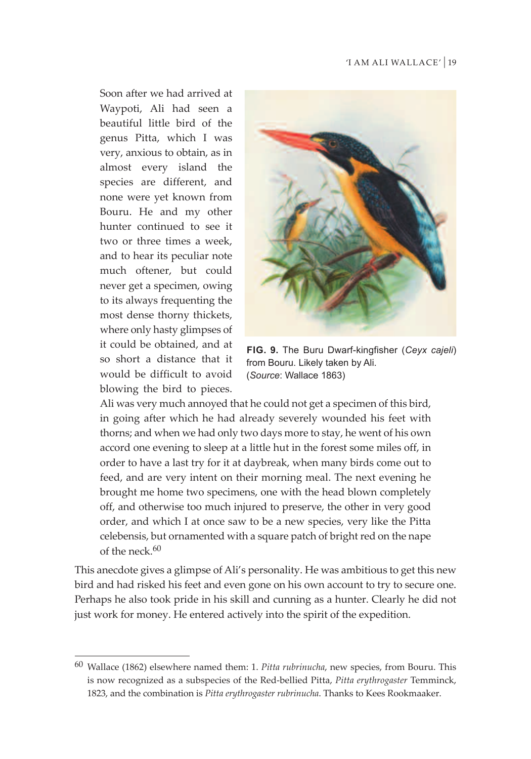> Soon after we had arrived at Waypoti, Ali had seen a beautiful little bird of the genus Pitta, which I was very, anxious to obtain, as in almost every island the species are different, and none were yet known from Bouru. He and my other hunter continued to see it two or three times a week, and to hear its peculiar note much oftener, but could never get a specimen, owing to its always frequenting the most dense thorny thickets, where only hasty glimpses of it could be obtained, and at so short a distance that it would be difficult to avoid blowing the bird to pieces. Ali was very much annoyed that he could not get a specimen of this bird, in going after which he had already severely wounded his feet with thorns; and when we had only two days more to stay, he went of his own accord one evening to sleep at a little hut in the forest some miles off, in order to have a last try for it at daybreak, when many birds come out to feed, and are very intent on their morning meal. The next evening he brought me home two specimens, one with the head blown completely off, and otherwise too much injured to preserve, the other in very good order, and which I at once saw to be a new species, very like the Pitta celebensis, but ornamented with a square patch of bright red on the nape of the neck.[60]

**FIG. 9.** The Buru Dwarf-kingfisher (*Ceyx cajeli*) from Bouru. Likely taken by Ali. (*Source*: Wallace 1863)

This anecdote gives a glimpse of Ali's personality. He was ambitious to get this new bird and had risked his feet and even gone on his own account to try to secure one. Perhaps he also took pride in his skill and cunning as a hunter. Clearly he did not just work for money. He entered actively into the spirit of the expedition.

---

[60] Wallace (1862) elsewhere named them: 1. *Pitta rubrinucha*, new species, from Bouru. This is now recognized as a subspecies of the Red-bellied Pitta, *Pitta erythrogaster* Temminck, 1823, and the combination is *Pitta erythrogaster rubrinucha*. Thanks to Kees Rookmaaker.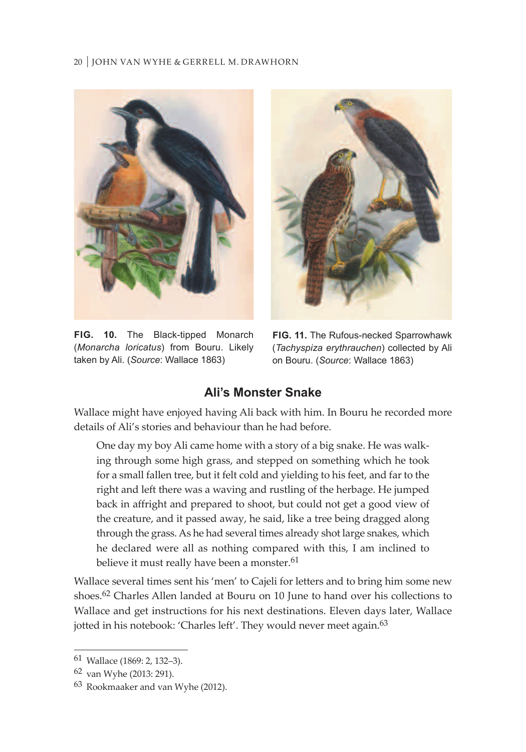**FIG. 10.** The Black-tipped Monarch (*Monarcha loricatus*) from Bouru. Likely taken by Ali. (*Source*: Wallace 1863)

**FIG. 11.** The Rufous-necked Sparrowhawk (*Tachyspiza erythrauchen*) collected by Ali on Bouru. (*Source*: Wallace 1863)

## Ali's Monster Snake

Wallace might have enjoyed having Ali back with him. In Bouru he recorded more details of Ali's stories and behaviour than he had before.

> One day my boy Ali came home with a story of a big snake. He was walking through some high grass, and stepped on something which he took for a small fallen tree, but it felt cold and yielding to his feet, and far to the right and left there was a waving and rustling of the herbage. He jumped back in affright and prepared to shoot, but could not get a good view of the creature, and it passed away, he said, like a tree being dragged along through the grass. As he had several times already shot large snakes, which he declared were all as nothing compared with this, I am inclined to believe it must really have been a monster.[61]

Wallace several times sent his 'men' to Cajeli for letters and to bring him some new shoes.[62] Charles Allen landed at Bouru on 10 June to hand over his collections to Wallace and get instructions for his next destinations. Eleven days later, Wallace jotted in his notebook: 'Charles left'. They would never meet again.[63]

---

[61] Wallace (1869: 2, 132–3).

[62] van Wyhe (2013: 291).

[63] Rookmaaker and van Wyhe (2012).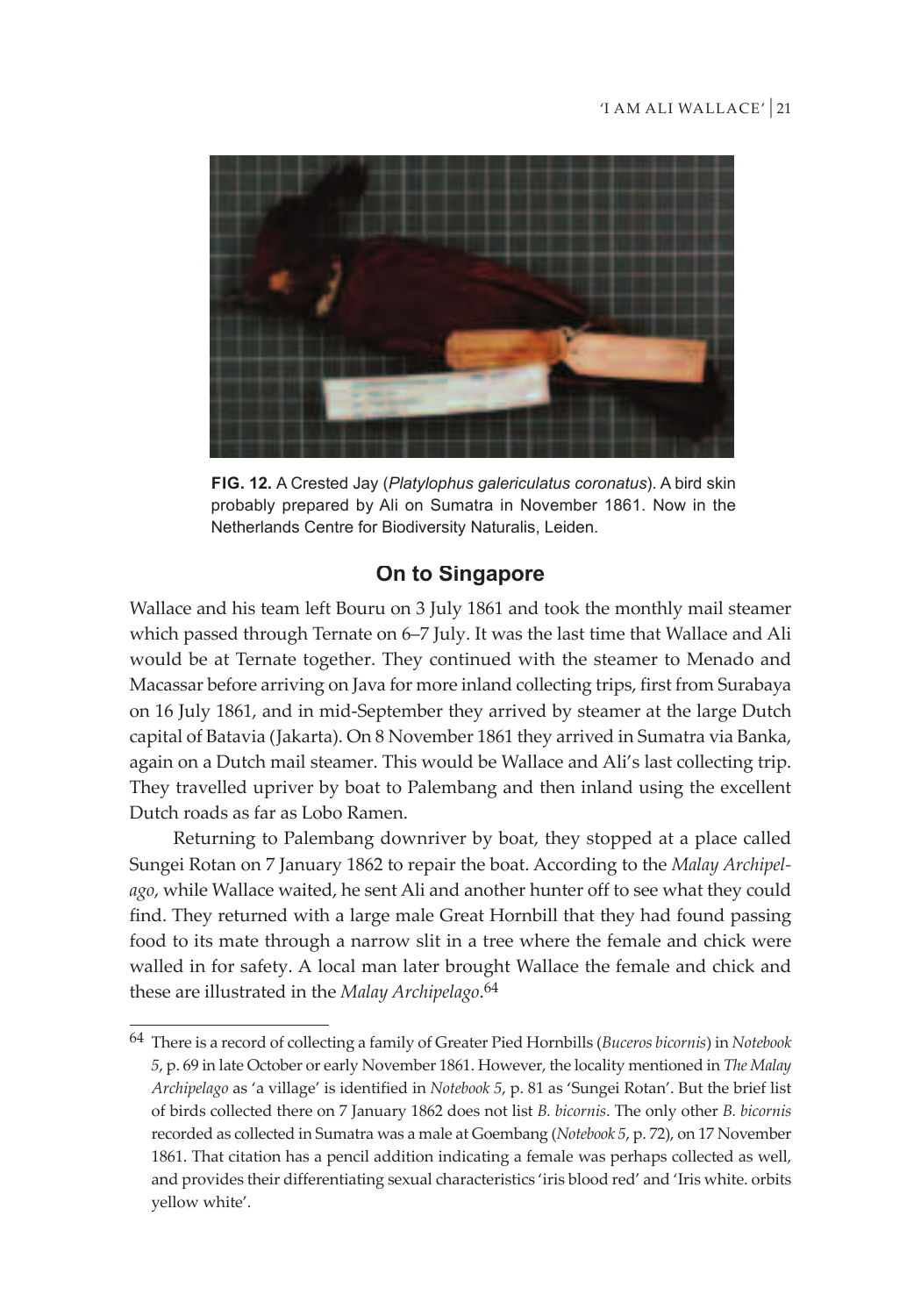**FIG. 12.** A Crested Jay (*Platylophus galericulatus coronatus*). A bird skin probably prepared by Ali on Sumatra in November 1861. Now in the Netherlands Centre for Biodiversity Naturalis, Leiden.

## On to Singapore

Wallace and his team left Bouru on 3 July 1861 and took the monthly mail steamer which passed through Ternate on 6–7 July. It was the last time that Wallace and Ali would be at Ternate together. They continued with the steamer to Menado and Macassar before arriving on Java for more inland collecting trips, first from Surabaya on 16 July 1861, and in mid-September they arrived by steamer at the large Dutch capital of Batavia (Jakarta). On 8 November 1861 they arrived in Sumatra via Banka, again on a Dutch mail steamer. This would be Wallace and Ali's last collecting trip. They travelled upriver by boat to Palembang and then inland using the excellent Dutch roads as far as Lobo Ramen.

Returning to Palembang downriver by boat, they stopped at a place called Sungei Rotan on 7 January 1862 to repair the boat. According to the *Malay Archipelago*, while Wallace waited, he sent Ali and another hunter off to see what they could find. They returned with a large male Great Hornbill that they had found passing food to its mate through a narrow slit in a tree where the female and chick were walled in for safety. A local man later brought Wallace the female and chick and these are illustrated in the *Malay Archipelago*.[64]

---

[64] There is a record of collecting a family of Greater Pied Hornbills (*Buceros bicornis*) in *Notebook 5*, p. 69 in late October or early November 1861. However, the locality mentioned in *The Malay Archipelago* as 'a village' is identified in *Notebook 5*, p. 81 as 'Sungei Rotan'. But the brief list of birds collected there on 7 January 1862 does not list *B. bicornis*. The only other *B. bicornis* recorded as collected in Sumatra was a male at Goembang (*Notebook 5*, p. 72), on 17 November 1861. That citation has a pencil addition indicating a female was perhaps collected as well, and provides their differentiating sexual characteristics 'iris blood red' and 'Iris white. orbits yellow white'.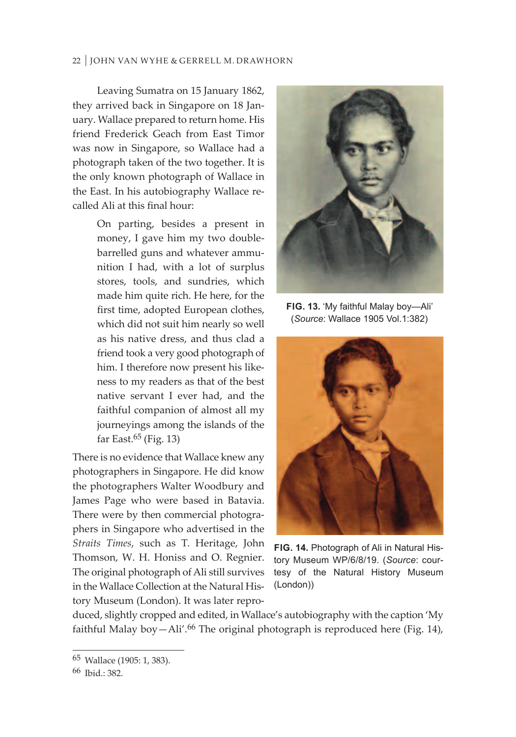Leaving Sumatra on 15 January 1862, they arrived back in Singapore on 18 January. Wallace prepared to return home. His friend Frederick Geach from East Timor was now in Singapore, so Wallace had a photograph taken of the two together. It is the only known photograph of Wallace in the East. In his autobiography Wallace recalled Ali at this final hour:

> On parting, besides a present in money, I gave him my two double-barrelled guns and whatever ammunition I had, with a lot of surplus stores, tools, and sundries, which made him quite rich. He here, for the first time, adopted European clothes, which did not suit him nearly so well as his native dress, and thus clad a friend took a very good photograph of him. I therefore now present his likeness to my readers as that of the best native servant I ever had, and the faithful companion of almost all my journeyings among the islands of the far East.[65] (Fig. 13)

**FIG. 13.** 'My faithful Malay boy—Ali' (*Source*: Wallace 1905 Vol.1:382)

**FIG. 14.** Photograph of Ali in Natural History Museum WP/6/8/19. (*Source*: courtesy of the Natural History Museum (London))

There is no evidence that Wallace knew any photographers in Singapore. He did know the photographers Walter Woodbury and James Page who were based in Batavia. There were by then commercial photographers in Singapore who advertised in the *Straits Times*, such as T. Heritage, John Thomson, W. H. Honiss and O. Regnier. The original photograph of Ali still survives in the Wallace Collection at the Natural History Museum (London). It was later reproduced, slightly cropped and edited, in Wallace's autobiography with the caption 'My faithful Malay boy—Ali'.[66] The original photograph is reproduced here (Fig. 14),

---

[65] Wallace (1905: 1, 383).

[66] Ibid.: 382.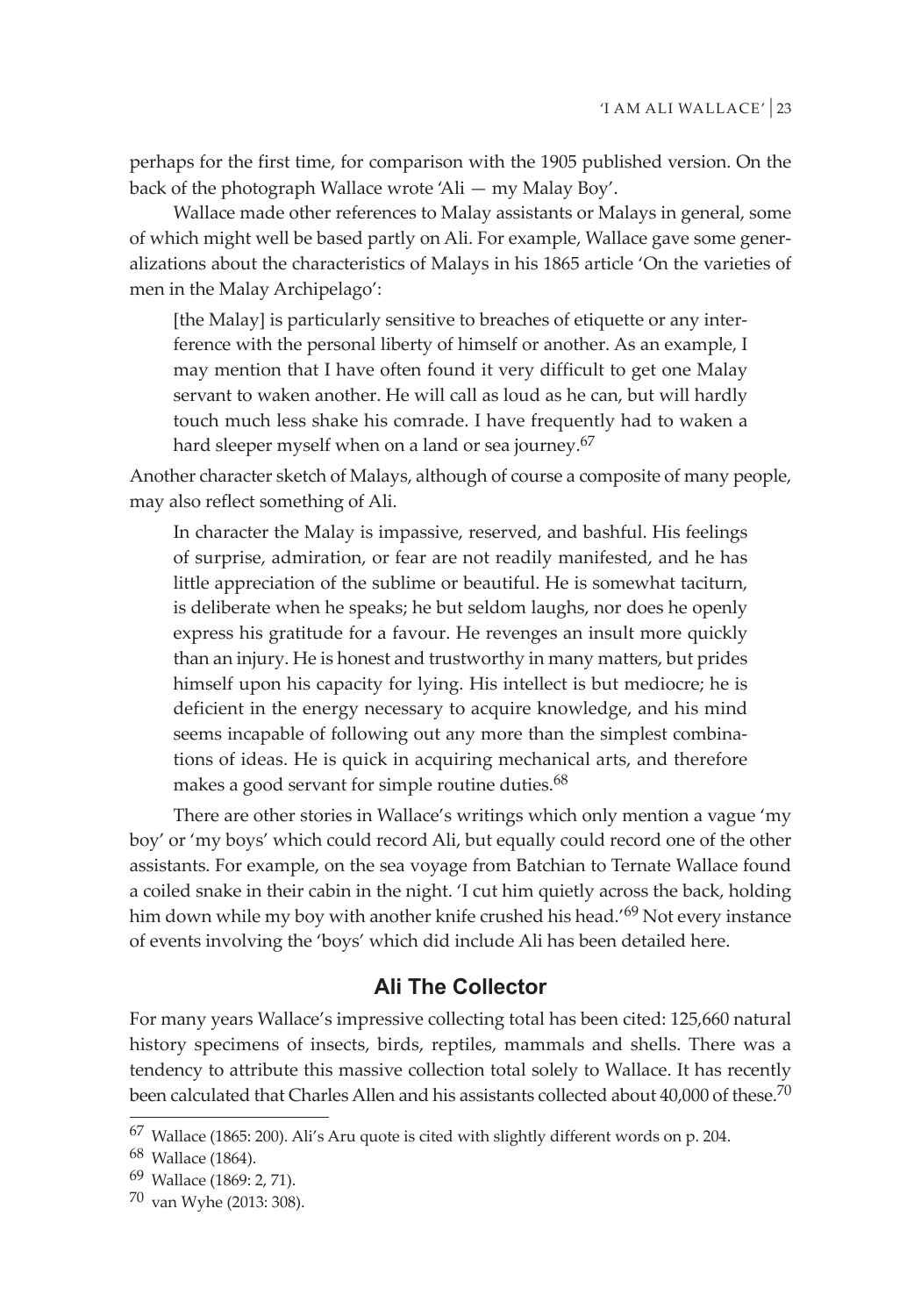perhaps for the first time, for comparison with the 1905 published version. On the back of the photograph Wallace wrote 'Ali — my Malay Boy'.

Wallace made other references to Malay assistants or Malays in general, some of which might well be based partly on Ali. For example, Wallace gave some generalizations about the characteristics of Malays in his 1865 article 'On the varieties of men in the Malay Archipelago':

> [the Malay] is particularly sensitive to breaches of etiquette or any interference with the personal liberty of himself or another. As an example, I may mention that I have often found it very difficult to get one Malay servant to waken another. He will call as loud as he can, but will hardly touch much less shake his comrade. I have frequently had to waken a hard sleeper myself when on a land or sea journey.[67]

Another character sketch of Malays, although of course a composite of many people, may also reflect something of Ali.

> In character the Malay is impassive, reserved, and bashful. His feelings of surprise, admiration, or fear are not readily manifested, and he has little appreciation of the sublime or beautiful. He is somewhat taciturn, is deliberate when he speaks; he but seldom laughs, nor does he openly express his gratitude for a favour. He revenges an insult more quickly than an injury. He is honest and trustworthy in many matters, but prides himself upon his capacity for lying. His intellect is but mediocre; he is deficient in the energy necessary to acquire knowledge, and his mind seems incapable of following out any more than the simplest combinations of ideas. He is quick in acquiring mechanical arts, and therefore makes a good servant for simple routine duties.[68]

There are other stories in Wallace's writings which only mention a vague 'my boy' or 'my boys' which could record Ali, but equally could record one of the other assistants. For example, on the sea voyage from Batchian to Ternate Wallace found a coiled snake in their cabin in the night. 'I cut him quietly across the back, holding him down while my boy with another knife crushed his head.'[69] Not every instance of events involving the 'boys' which did include Ali has been detailed here.

## Ali The Collector

For many years Wallace's impressive collecting total has been cited: 125,660 natural history specimens of insects, birds, reptiles, mammals and shells. There was a tendency to attribute this massive collection total solely to Wallace. It has recently been calculated that Charles Allen and his assistants collected about 40,000 of these.[70]

---

[67] Wallace (1865: 200). Ali's Aru quote is cited with slightly different words on p. 204.

[68] Wallace (1864).

[69] Wallace (1869: 2, 71).

[70] van Wyhe (2013: 308).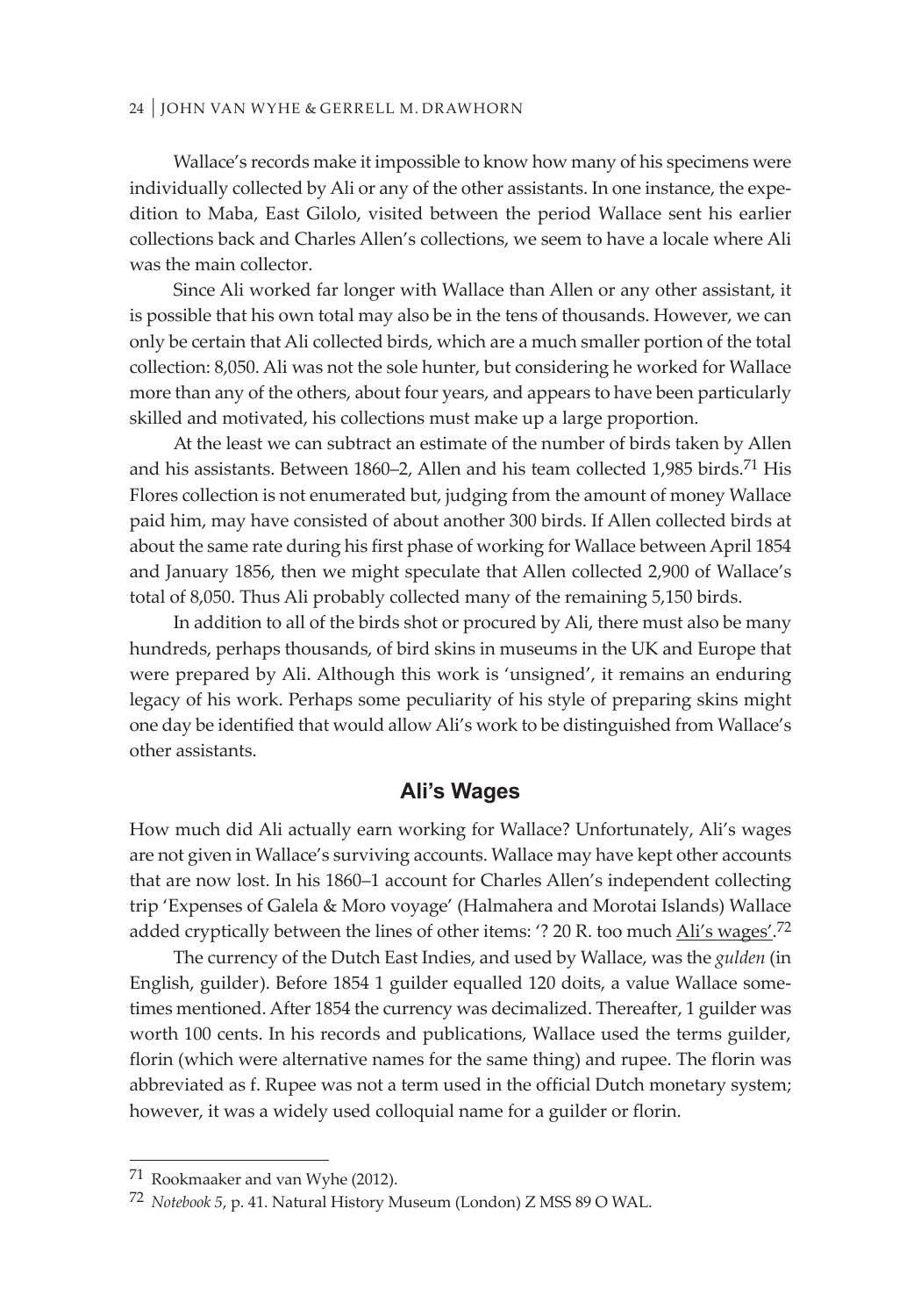Wallace's records make it impossible to know how many of his specimens were individually collected by Ali or any of the other assistants. In one instance, the expedition to Maba, East Gilolo, visited between the period Wallace sent his earlier collections back and Charles Allen's collections, we seem to have a locale where Ali was the main collector.

Since Ali worked far longer with Wallace than Allen or any other assistant, it is possible that his own total may also be in the tens of thousands. However, we can only be certain that Ali collected birds, which are a much smaller portion of the total collection: 8,050. Ali was not the sole hunter, but considering he worked for Wallace more than any of the others, about four years, and appears to have been particularly skilled and motivated, his collections must make up a large proportion.

At the least we can subtract an estimate of the number of birds taken by Allen and his assistants. Between 1860–2, Allen and his team collected 1,985 birds.[71] His Flores collection is not enumerated but, judging from the amount of money Wallace paid him, may have consisted of about another 300 birds. If Allen collected birds at about the same rate during his first phase of working for Wallace between April 1854 and January 1856, then we might speculate that Allen collected 2,900 of Wallace's total of 8,050. Thus Ali probably collected many of the remaining 5,150 birds.

In addition to all of the birds shot or procured by Ali, there must also be many hundreds, perhaps thousands, of bird skins in museums in the UK and Europe that were prepared by Ali. Although this work is 'unsigned', it remains an enduring legacy of his work. Perhaps some peculiarity of his style of preparing skins might one day be identified that would allow Ali's work to be distinguished from Wallace's other assistants.

## Ali's Wages

How much did Ali actually earn working for Wallace? Unfortunately, Ali's wages are not given in Wallace's surviving accounts. Wallace may have kept other accounts that are now lost. In his 1860–1 account for Charles Allen's independent collecting trip 'Expenses of Galela & Moro voyage' (Halmahera and Morotai Islands) Wallace added cryptically between the lines of other items: '? 20 R. too much Ali's wages'.[72]

The currency of the Dutch East Indies, and used by Wallace, was the *gulden* (in English, guilder). Before 1854 1 guilder equalled 120 doits, a value Wallace sometimes mentioned. After 1854 the currency was decimalized. Thereafter, 1 guilder was worth 100 cents. In his records and publications, Wallace used the terms guilder, florin (which were alternative names for the same thing) and rupee. The florin was abbreviated as f. Rupee was not a term used in the official Dutch monetary system; however, it was a widely used colloquial name for a guilder or florin.

---

[71] Rookmaaker and van Wyhe (2012).

[72] *Notebook 5*, p. 41. Natural History Museum (London) Z MSS 89 O WAL.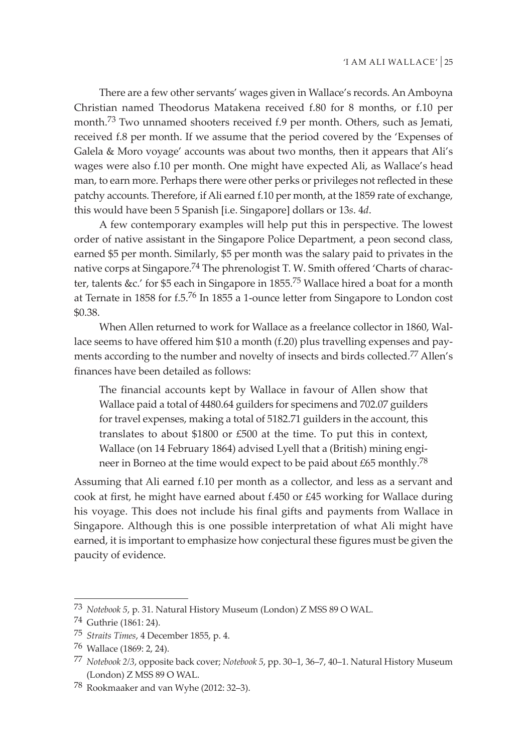There are a few other servants' wages given in Wallace's records. An Amboyna Christian named Theodorus Matakena received f.80 for 8 months, or f.10 per month.[73] Two unnamed shooters received f.9 per month. Others, such as Jemati, received f.8 per month. If we assume that the period covered by the 'Expenses of Galela & Moro voyage' accounts was about two months, then it appears that Ali's wages were also f.10 per month. One might have expected Ali, as Wallace's head man, to earn more. Perhaps there were other perks or privileges not reflected in these patchy accounts. Therefore, if Ali earned f.10 per month, at the 1859 rate of exchange, this would have been 5 Spanish [i.e. Singapore] dollars or 13*s*. 4*d*.

A few contemporary examples will help put this in perspective. The lowest order of native assistant in the Singapore Police Department, a peon second class, earned $5 per month. Similarly, $5 per month was the salary paid to privates in the native corps at Singapore.[74] The phrenologist T. W. Smith offered 'Charts of character, talents &c.' for $5 each in Singapore in 1855.[75] Wallace hired a boat for a month at Ternate in 1858 for f.5.[76] In 1855 a 1-ounce letter from Singapore to London cost $0.38.

When Allen returned to work for Wallace as a freelance collector in 1860, Wallace seems to have offered him $10 a month (f.20) plus travelling expenses and payments according to the number and novelty of insects and birds collected.[77] Allen's finances have been detailed as follows:

> The financial accounts kept by Wallace in favour of Allen show that Wallace paid a total of 4480.64 guilders for specimens and 702.07 guilders for travel expenses, making a total of 5182.71 guilders in the account, this translates to about $1800 or £500 at the time. To put this in context, Wallace (on 14 February 1864) advised Lyell that a (British) mining engineer in Borneo at the time would expect to be paid about £65 monthly.[78]

Assuming that Ali earned f.10 per month as a collector, and less as a servant and cook at first, he might have earned about f.450 or £45 working for Wallace during his voyage. This does not include his final gifts and payments from Wallace in Singapore. Although this is one possible interpretation of what Ali might have earned, it is important to emphasize how conjectural these figures must be given the paucity of evidence.

---

73 *Notebook 5*, p. 31. Natural History Museum (London) Z MSS 89 O WAL.

74 Guthrie (1861: 24).

75 *Straits Times*, 4 December 1855, p. 4.

76 Wallace (1869: 2, 24).

77 *Notebook 2/3*, opposite back cover; *Notebook 5*, pp. 30–1, 36–7, 40–1. Natural History Museum (London) Z MSS 89 O WAL.

78 Rookmaaker and van Wyhe (2012: 32–3).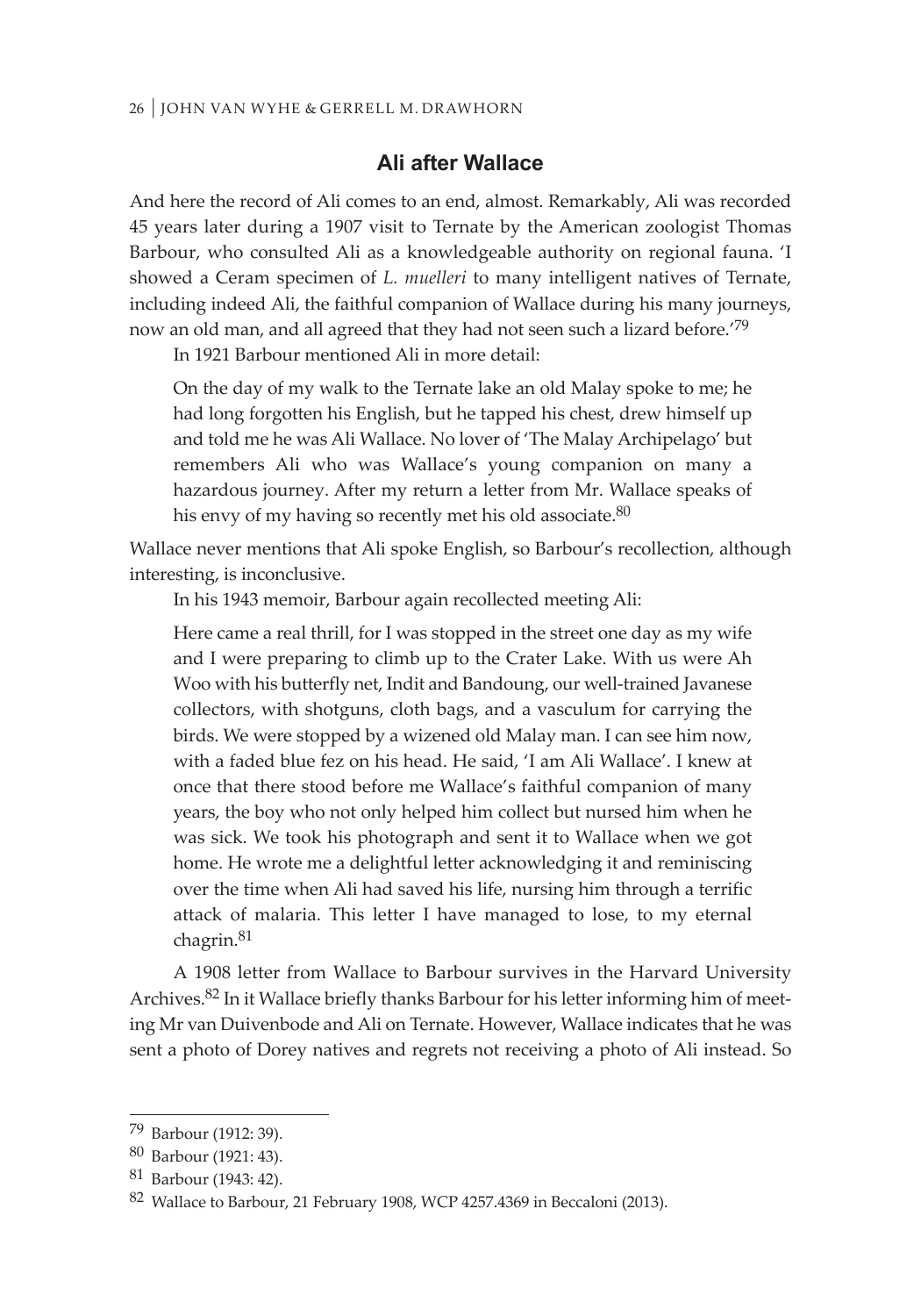## Ali after Wallace

And here the record of Ali comes to an end, almost. Remarkably, Ali was recorded 45 years later during a 1907 visit to Ternate by the American zoologist Thomas Barbour, who consulted Ali as a knowledgeable authority on regional fauna. 'I showed a Ceram specimen of *L. muelleri* to many intelligent natives of Ternate, including indeed Ali, the faithful companion of Wallace during his many journeys, now an old man, and all agreed that they had not seen such a lizard before.'[79]

In 1921 Barbour mentioned Ali in more detail:

> On the day of my walk to the Ternate lake an old Malay spoke to me; he had long forgotten his English, but he tapped his chest, drew himself up and told me he was Ali Wallace. No lover of 'The Malay Archipelago' but remembers Ali who was Wallace's young companion on many a hazardous journey. After my return a letter from Mr. Wallace speaks of his envy of my having so recently met his old associate.[80]

Wallace never mentions that Ali spoke English, so Barbour's recollection, although interesting, is inconclusive.

In his 1943 memoir, Barbour again recollected meeting Ali:

> Here came a real thrill, for I was stopped in the street one day as my wife and I were preparing to climb up to the Crater Lake. With us were Ah Woo with his butterfly net, Indit and Bandoung, our well-trained Javanese collectors, with shotguns, cloth bags, and a vasculum for carrying the birds. We were stopped by a wizened old Malay man. I can see him now, with a faded blue fez on his head. He said, 'I am Ali Wallace'. I knew at once that there stood before me Wallace's faithful companion of many years, the boy who not only helped him collect but nursed him when he was sick. We took his photograph and sent it to Wallace when we got home. He wrote me a delightful letter acknowledging it and reminiscing over the time when Ali had saved his life, nursing him through a terrific attack of malaria. This letter I have managed to lose, to my eternal chagrin.[81]

A 1908 letter from Wallace to Barbour survives in the Harvard University Archives.[82] In it Wallace briefly thanks Barbour for his letter informing him of meeting Mr van Duivenbode and Ali on Ternate. However, Wallace indicates that he was sent a photo of Dorey natives and regrets not receiving a photo of Ali instead. So

---

[79] Barbour (1912: 39).

[80] Barbour (1921: 43).

[81] Barbour (1943: 42).

[82] Wallace to Barbour, 21 February 1908, WCP 4257.4369 in Beccaloni (2013).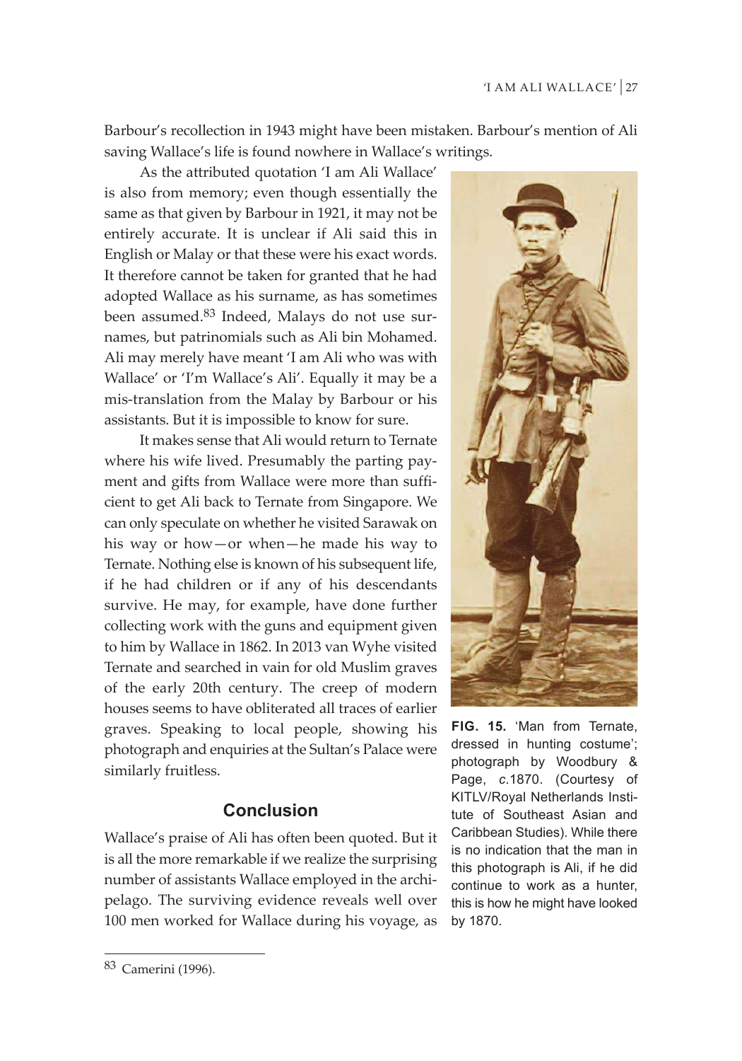Barbour's recollection in 1943 might have been mistaken. Barbour's mention of Ali saving Wallace's life is found nowhere in Wallace's writings.

As the attributed quotation 'I am Ali Wallace' is also from memory; even though essentially the same as that given by Barbour in 1921, it may not be entirely accurate. It is unclear if Ali said this in English or Malay or that these were his exact words. It therefore cannot be taken for granted that he had adopted Wallace as his surname, as has sometimes been assumed.[83] Indeed, Malays do not use surnames, but patrinomials such as Ali bin Mohamed. Ali may merely have meant 'I am Ali who was with Wallace' or 'I'm Wallace's Ali'. Equally it may be a mis-translation from the Malay by Barbour or his assistants. But it is impossible to know for sure.

It makes sense that Ali would return to Ternate where his wife lived. Presumably the parting payment and gifts from Wallace were more than sufficient to get Ali back to Ternate from Singapore. We can only speculate on whether he visited Sarawak on his way or how—or when—he made his way to Ternate. Nothing else is known of his subsequent life, if he had children or if any of his descendants survive. He may, for example, have done further collecting work with the guns and equipment given to him by Wallace in 1862. In 2013 van Wyhe visited Ternate and searched in vain for old Muslim graves of the early 20th century. The creep of modern houses seems to have obliterated all traces of earlier graves. Speaking to local people, showing his photograph and enquiries at the Sultan's Palace were similarly fruitless.

**FIG. 15.** 'Man from Ternate, dressed in hunting costume'; photograph by Woodbury & Page, *c.*1870. (Courtesy of KITLV/Royal Netherlands Institute of Southeast Asian and Caribbean Studies). While there is no indication that the man in this photograph is Ali, if he did continue to work as a hunter, this is how he might have looked by 1870.

## Conclusion

Wallace's praise of Ali has often been quoted. But it is all the more remarkable if we realize the surprising number of assistants Wallace employed in the archipelago. The surviving evidence reveals well over 100 men worked for Wallace during his voyage, as

[83] Camerini (1996).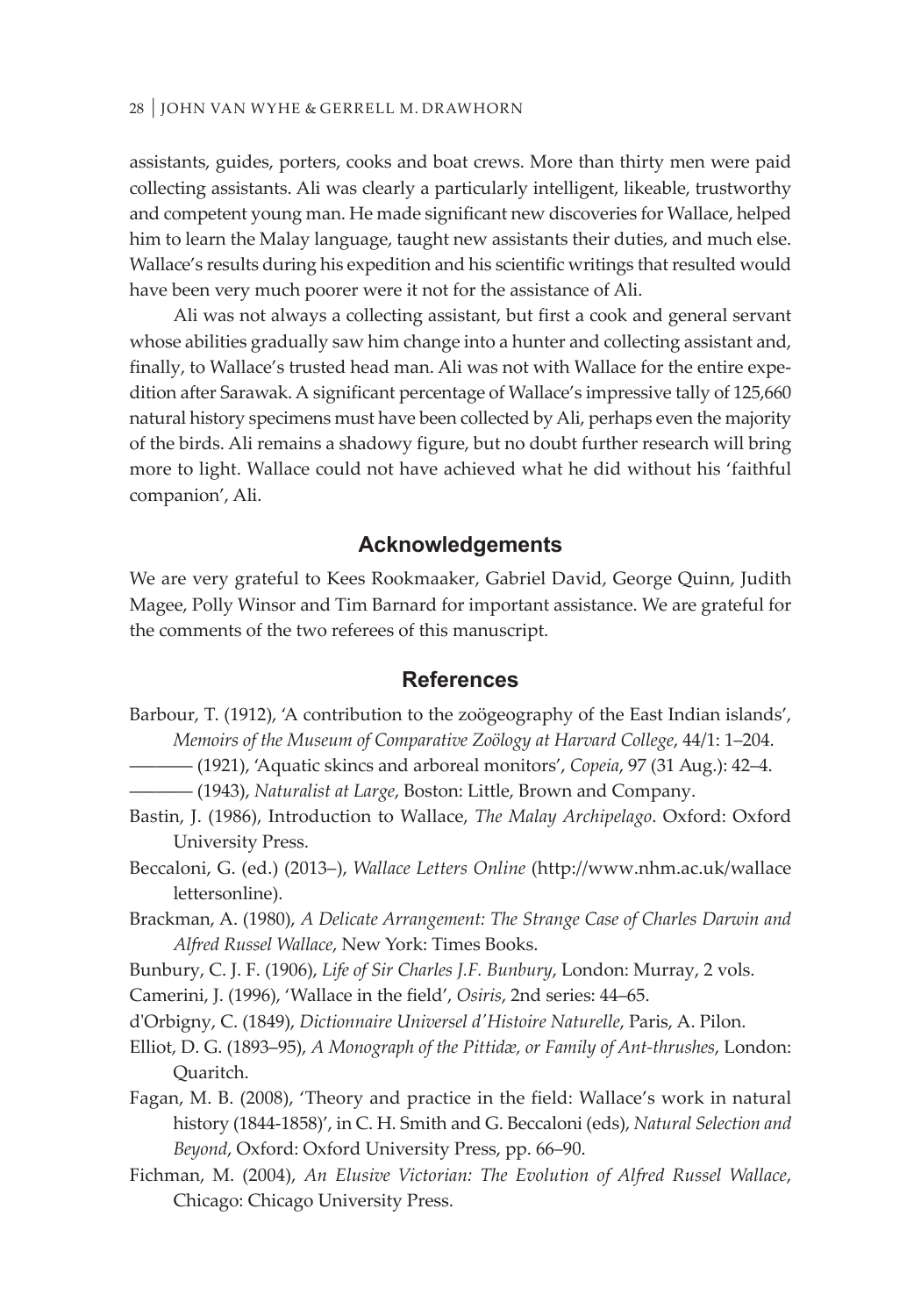assistants, guides, porters, cooks and boat crews. More than thirty men were paid collecting assistants. Ali was clearly a particularly intelligent, likeable, trustworthy and competent young man. He made significant new discoveries for Wallace, helped him to learn the Malay language, taught new assistants their duties, and much else. Wallace's results during his expedition and his scientific writings that resulted would have been very much poorer were it not for the assistance of Ali.

Ali was not always a collecting assistant, but first a cook and general servant whose abilities gradually saw him change into a hunter and collecting assistant and, finally, to Wallace's trusted head man. Ali was not with Wallace for the entire expedition after Sarawak. A significant percentage of Wallace's impressive tally of 125,660 natural history specimens must have been collected by Ali, perhaps even the majority of the birds. Ali remains a shadowy figure, but no doubt further research will bring more to light. Wallace could not have achieved what he did without his 'faithful companion', Ali.

## Acknowledgements

We are very grateful to Kees Rookmaaker, Gabriel David, George Quinn, Judith Magee, Polly Winsor and Tim Barnard for important assistance. We are grateful for the comments of the two referees of this manuscript.

## References

Barbour, T. (1912), 'A contribution to the zoögeography of the East Indian islands', *Memoirs of the Museum of Comparative Zoölogy at Harvard College*, 44/1: 1–204.

——— (1921), 'Aquatic skincs and arboreal monitors', *Copeia*, 97 (31 Aug.): 42–4.

——— (1943), *Naturalist at Large*, Boston: Little, Brown and Company.

Bastin, J. (1986), Introduction to Wallace, *The Malay Archipelago*. Oxford: Oxford University Press.

Beccaloni, G. (ed.) (2013–), *Wallace Letters Online* (http://www.nhm.ac.uk/wallacelettersonline).

Brackman, A. (1980), *A Delicate Arrangement: The Strange Case of Charles Darwin and Alfred Russel Wallace*, New York: Times Books.

Bunbury, C. J. F. (1906), *Life of Sir Charles J.F. Bunbury*, London: Murray, 2 vols.

Camerini, J. (1996), 'Wallace in the field', *Osiris*, 2nd series: 44–65.

d'Orbigny, C. (1849), *Dictionnaire Universel d'Histoire Naturelle*, Paris, A. Pilon.

Elliot, D. G. (1893–95), *A Monograph of the Pittidæ, or Family of Ant-thrushes*, London: Quaritch.

Fagan, M. B. (2008), 'Theory and practice in the field: Wallace's work in natural history (1844-1858)', in C. H. Smith and G. Beccaloni (eds), *Natural Selection and Beyond*, Oxford: Oxford University Press, pp. 66–90.

Fichman, M. (2004), *An Elusive Victorian: The Evolution of Alfred Russel Wallace*, Chicago: Chicago University Press.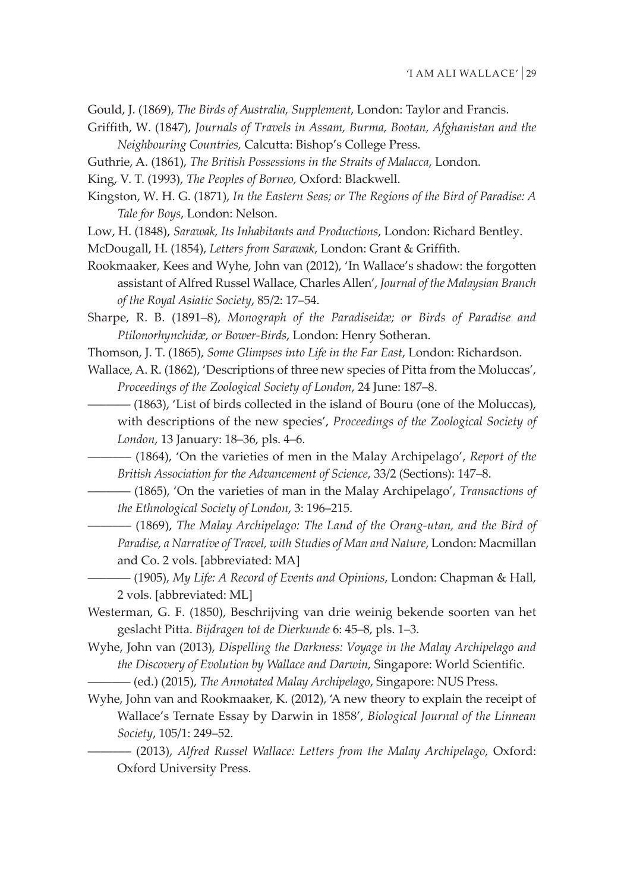Gould, J. (1869), *The Birds of Australia, Supplement*, London: Taylor and Francis.

Griffith, W. (1847), *Journals of Travels in Assam, Burma, Bootan, Afghanistan and the Neighbouring Countries,* Calcutta: Bishop's College Press.

Guthrie, A. (1861), *The British Possessions in the Straits of Malacca*, London.

King, V. T. (1993), *The Peoples of Borneo,* Oxford: Blackwell.

Kingston, W. H. G. (1871), *In the Eastern Seas; or The Regions of the Bird of Paradise: A Tale for Boys*, London: Nelson.

Low, H. (1848), *Sarawak, Its Inhabitants and Productions*, London: Richard Bentley.

McDougall, H. (1854), *Letters from Sarawak*, London: Grant & Griffith.

Rookmaaker, Kees and Wyhe, John van (2012), 'In Wallace's shadow: the forgotten assistant of Alfred Russel Wallace, Charles Allen', *Journal of the Malaysian Branch of the Royal Asiatic Society*, 85/2: 17–54.

Sharpe, R. B. (1891–8), *Monograph of the Paradiseidæ; or Birds of Paradise and Ptilonorhynchidæ, or Bower-Birds*, London: Henry Sotheran.

Thomson, J. T. (1865), *Some Glimpses into Life in the Far East*, London: Richardson.

Wallace, A. R. (1862), 'Descriptions of three new species of Pitta from the Moluccas', *Proceedings of the Zoological Society of London*, 24 June: 187–8.

——— (1863), 'List of birds collected in the island of Bouru (one of the Moluccas), with descriptions of the new species', *Proceedings of the Zoological Society of London*, 13 January: 18–36, pls. 4–6.

——— (1864), 'On the varieties of men in the Malay Archipelago', *Report of the British Association for the Advancement of Science*, 33/2 (Sections): 147–8.

——— (1865), 'On the varieties of man in the Malay Archipelago', *Transactions of the Ethnological Society of London*, 3: 196–215.

——— (1869), *The Malay Archipelago: The Land of the Orang-utan, and the Bird of Paradise, a Narrative of Travel, with Studies of Man and Nature*, London: Macmillan and Co. 2 vols. [abbreviated: MA]

——— (1905), *My Life: A Record of Events and Opinions*, London: Chapman & Hall, 2 vols. [abbreviated: ML]

Westerman, G. F. (1850), Beschrijving van drie weinig bekende soorten van het geslacht Pitta. *Bijdragen tot de Dierkunde* 6: 45–8, pls. 1–3.

Wyhe, John van (2013), *Dispelling the Darkness: Voyage in the Malay Archipelago and the Discovery of Evolution by Wallace and Darwin,* Singapore: World Scientific.

——— (ed.) (2015), *The Annotated Malay Archipelago*, Singapore: NUS Press.

Wyhe, John van and Rookmaaker, K. (2012), 'A new theory to explain the receipt of Wallace's Ternate Essay by Darwin in 1858', *Biological Journal of the Linnean Society*, 105/1: 249–52.

——— (2013), *Alfred Russel Wallace: Letters from the Malay Archipelago,* Oxford: Oxford University Press.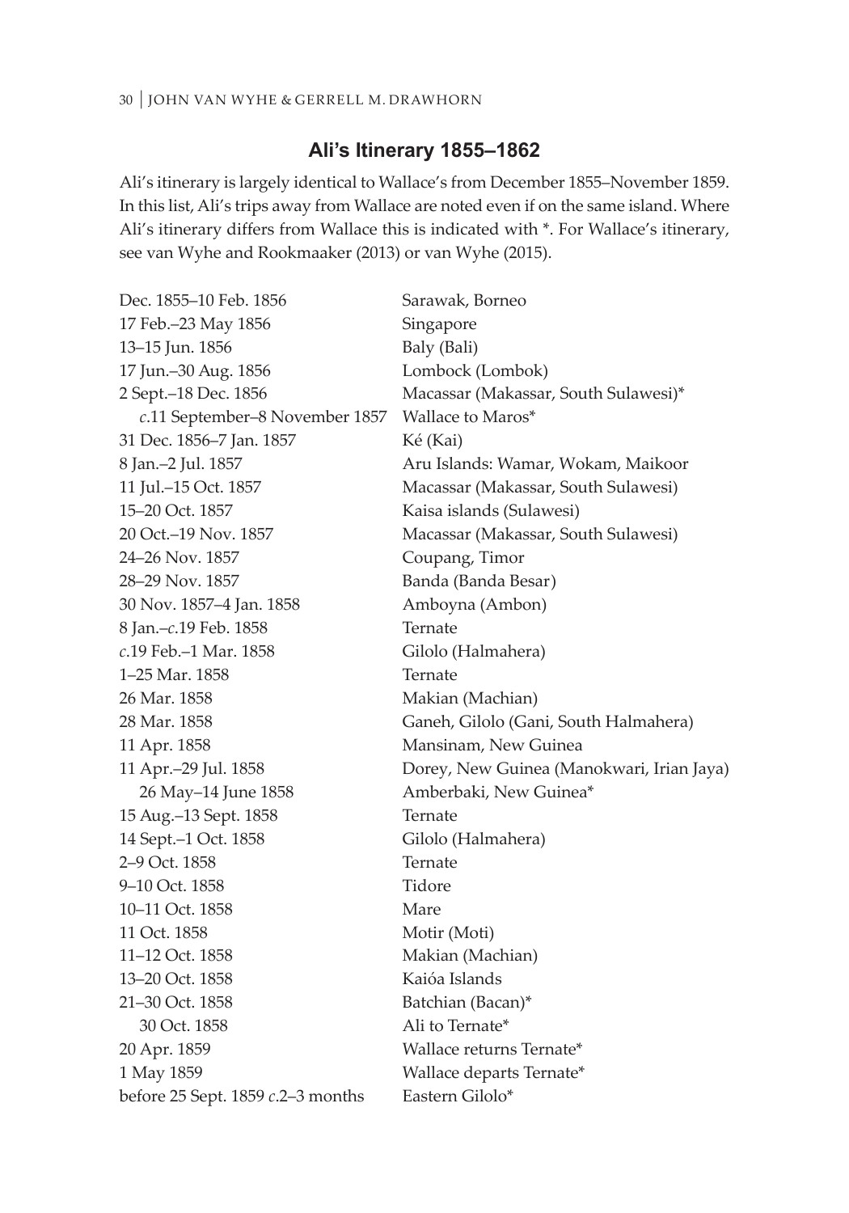## Ali's Itinerary 1855–1862

Ali's itinerary is largely identical to Wallace's from December 1855–November 1859. In this list, Ali's trips away from Wallace are noted even if on the same island. Where Ali's itinerary differs from Wallace this is indicated with *. For Wallace's itinerary, see van Wyhe and Rookmaaker (2013) or van Wyhe (2015).

| | |
|---|---|
| Dec. 1855–10 Feb. 1856 | Sarawak, Borneo |
| 17 Feb.–23 May 1856 | Singapore |
| 13–15 Jun. 1856 | Baly (Bali) |
| 17 Jun.–30 Aug. 1856 | Lombock (Lombok) |
| 2 Sept.–18 Dec. 1856 | Macassar (Makassar, South Sulawesi)* |
|     *c*.11 September–8 November 1857 | Wallace to Maros* |
| 31 Dec. 1856–7 Jan. 1857 | Ké (Kai) |
| 8 Jan.–2 Jul. 1857 | Aru Islands: Wamar, Wokam, Maikoor |
| 11 Jul.–15 Oct. 1857 | Macassar (Makassar, South Sulawesi) |
| 15–20 Oct. 1857 | Kaisa islands (Sulawesi) |
| 20 Oct.–19 Nov. 1857 | Macassar (Makassar, South Sulawesi) |
| 24–26 Nov. 1857 | Coupang, Timor |
| 28–29 Nov. 1857 | Banda (Banda Besar) |
| 30 Nov. 1857–4 Jan. 1858 | Amboyna (Ambon) |
| 8 Jan.–*c*.19 Feb. 1858 | Ternate |
| *c*.19 Feb.–1 Mar. 1858 | Gilolo (Halmahera) |
| 1–25 Mar. 1858 | Ternate |
| 26 Mar. 1858 | Makian (Machian) |
| 28 Mar. 1858 | Ganeh, Gilolo (Gani, South Halmahera) |
| 11 Apr. 1858 | Mansinam, New Guinea |
| 11 Apr.–29 Jul. 1858 | Dorey, New Guinea (Manokwari, Irian Jaya) |
|     26 May–14 June 1858 | Amberbaki, New Guinea* |
| 15 Aug.–13 Sept. 1858 | Ternate |
| 14 Sept.–1 Oct. 1858 | Gilolo (Halmahera) |
| 2–9 Oct. 1858 | Ternate |
| 9–10 Oct. 1858 | Tidore |
| 10–11 Oct. 1858 | Mare |
| 11 Oct. 1858 | Motir (Moti) |
| 11–12 Oct. 1858 | Makian (Machian) |
| 13–20 Oct. 1858 | Kaióa Islands |
| 21–30 Oct. 1858 | Batchian (Bacan)* |
|     30 Oct. 1858 | Ali to Ternate* |
| 20 Apr. 1859 | Wallace returns Ternate* |
| 1 May 1859 | Wallace departs Ternate* |
| before 25 Sept. 1859 *c*.2–3 months | Eastern Gilolo* |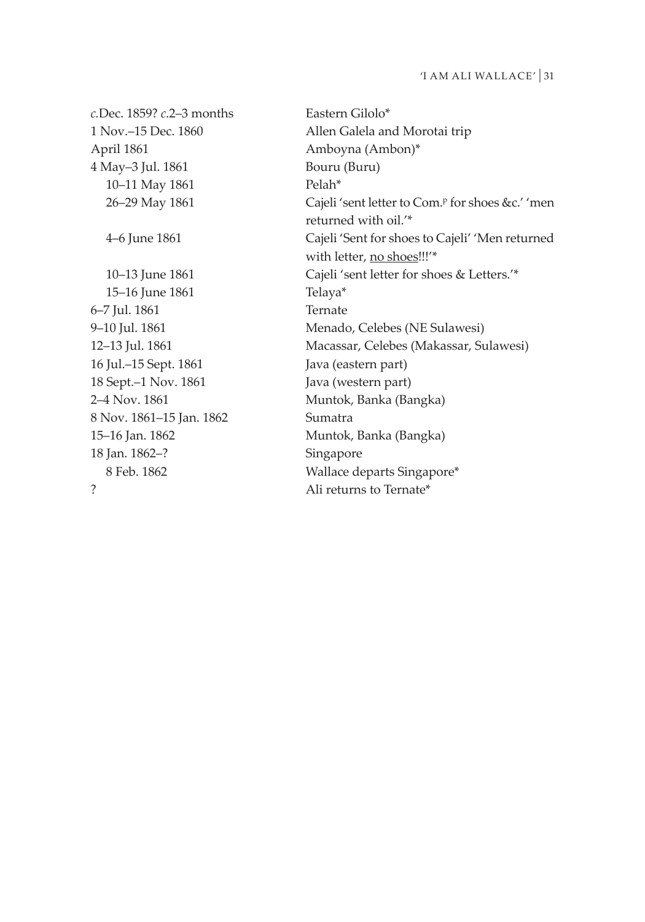| | |
|---|---|
| *c.*Dec. 1859? *c.*2–3 months | Eastern Gilolo* |
| 1 Nov.–15 Dec. 1860 | Allen Galela and Morotai trip |
| April 1861 | Amboyna (Ambon)* |
| 4 May–3 Jul. 1861 | Bouru (Buru) |
| 10–11 May 1861 | Pelah* |
| 26–29 May 1861 | Cajeli 'sent letter to Com.[p] for shoes &c.' 'men returned with oil.'* |
| 4–6 June 1861 | Cajeli 'Sent for shoes to Cajeli' 'Men returned with letter, <u>no shoes</u>!!!'* |
| 10–13 June 1861 | Cajeli 'sent letter for shoes & Letters.'* |
| 15–16 June 1861 | Telaya* |
| 6–7 Jul. 1861 | Ternate |
| 9–10 Jul. 1861 | Menado, Celebes (NE Sulawesi) |
| 12–13 Jul. 1861 | Macassar, Celebes (Makassar, Sulawesi) |
| 16 Jul.–15 Sept. 1861 | Java (eastern part) |
| 18 Sept.–1 Nov. 1861 | Java (western part) |
| 2–4 Nov. 1861 | Muntok, Banka (Bangka) |
| 8 Nov. 1861–15 Jan. 1862 | Sumatra |
| 15–16 Jan. 1862 | Muntok, Banka (Bangka) |
| 18 Jan. 1862–? | Singapore |
| 8 Feb. 1862 | Wallace departs Singapore* |
| ? | Ali returns to Ternate* |